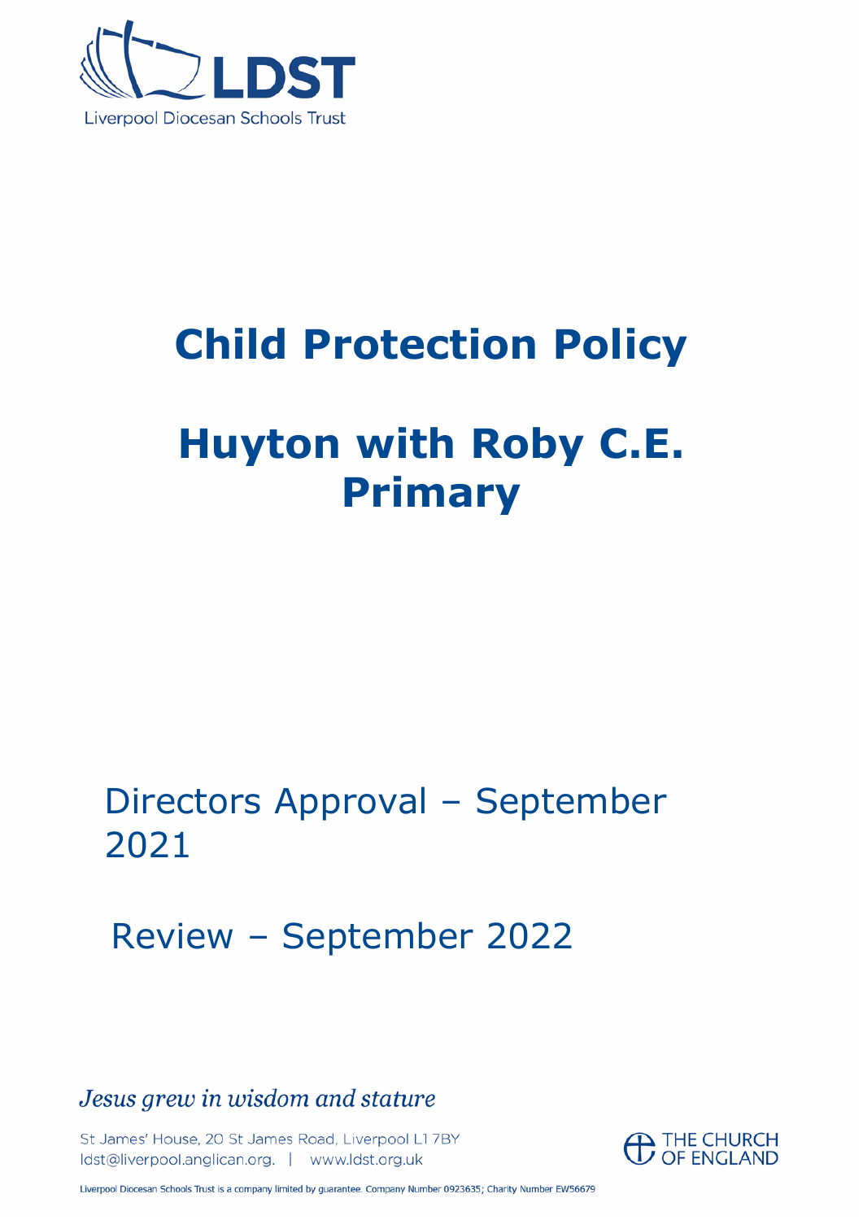LDST

Liverpool Diocesan Schools Trust

# Child Protection Policy

# Huyton with Roby C.E. Primary

Directors Approval – September 2021

Review – September 2022

*Jesus grew in wisdom and stature*

St James' House, 20 St James Road, Liverpool L1 7BY
ldst@liverpool.anglican.org. | www.ldst.org.uk

THE CHURCH OF ENGLAND

Liverpool Diocesan Schools Trust is a company limited by guarantee. Company Number 0923635; Charity Number EW56679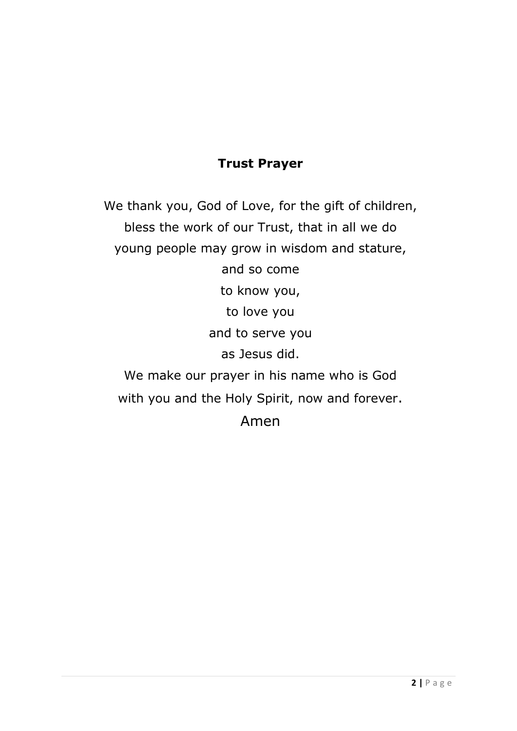**Trust Prayer**

We thank you, God of Love, for the gift of children,
bless the work of our Trust, that in all we do
young people may grow in wisdom and stature,
and so come
to know you,
to love you
and to serve you
as Jesus did.
We make our prayer in his name who is God
with you and the Holy Spirit, now and forever.
Amen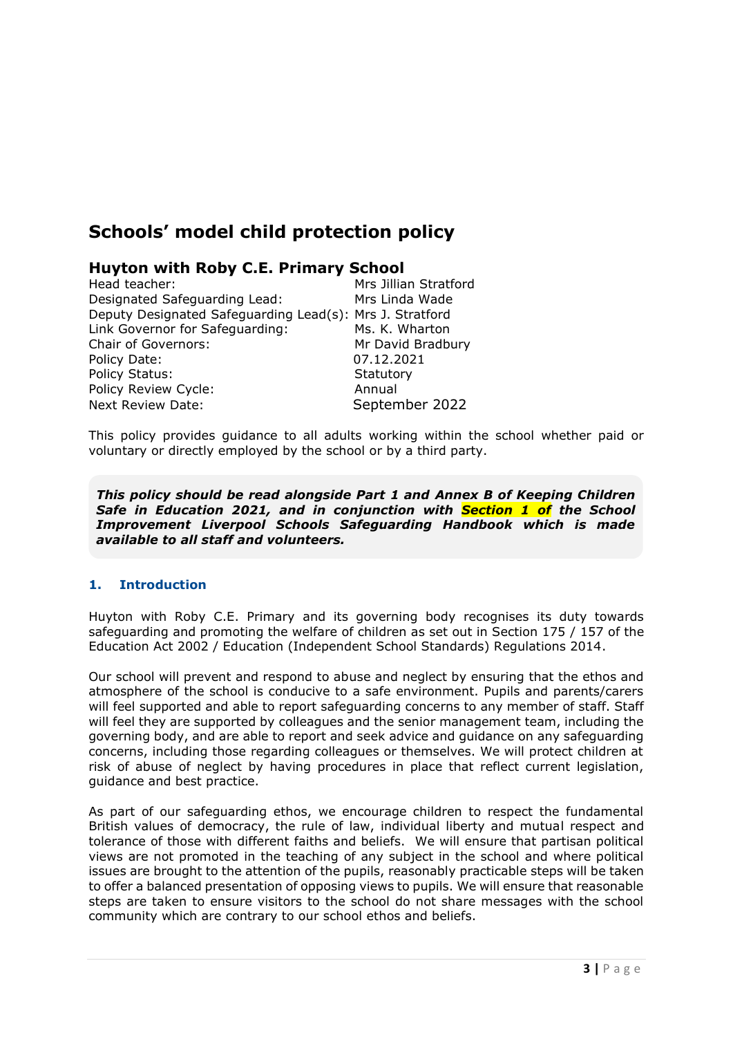# Schools' model child protection policy

## Huyton with Roby C.E. Primary School

| | |
|---|---|
| Head teacher: | Mrs Jillian Stratford |
| Designated Safeguarding Lead: | Mrs Linda Wade |
| Deputy Designated Safeguarding Lead(s): | Mrs J. Stratford |
| Link Governor for Safeguarding: | Ms. K. Wharton |
| Chair of Governors: | Mr David Bradbury |
| Policy Date: | 07.12.2021 |
| Policy Status: | Statutory |
| Policy Review Cycle: | Annual |
| Next Review Date: | September 2022 |

This policy provides guidance to all adults working within the school whether paid or voluntary or directly employed by the school or by a third party.

***This policy should be read alongside Part 1 and Annex B of Keeping Children Safe in Education 2021, and in conjunction with Section 1 of the School Improvement Liverpool Schools Safeguarding Handbook which is made available to all staff and volunteers.***

### 1. Introduction

Huyton with Roby C.E. Primary and its governing body recognises its duty towards safeguarding and promoting the welfare of children as set out in Section 175 / 157 of the Education Act 2002 / Education (Independent School Standards) Regulations 2014.

Our school will prevent and respond to abuse and neglect by ensuring that the ethos and atmosphere of the school is conducive to a safe environment. Pupils and parents/carers will feel supported and able to report safeguarding concerns to any member of staff. Staff will feel they are supported by colleagues and the senior management team, including the governing body, and are able to report and seek advice and guidance on any safeguarding concerns, including those regarding colleagues or themselves. We will protect children at risk of abuse of neglect by having procedures in place that reflect current legislation, guidance and best practice.

As part of our safeguarding ethos, we encourage children to respect the fundamental British values of democracy, the rule of law, individual liberty and mutual respect and tolerance of those with different faiths and beliefs. We will ensure that partisan political views are not promoted in the teaching of any subject in the school and where political issues are brought to the attention of the pupils, reasonably practicable steps will be taken to offer a balanced presentation of opposing views to pupils. We will ensure that reasonable steps are taken to ensure visitors to the school do not share messages with the school community which are contrary to our school ethos and beliefs.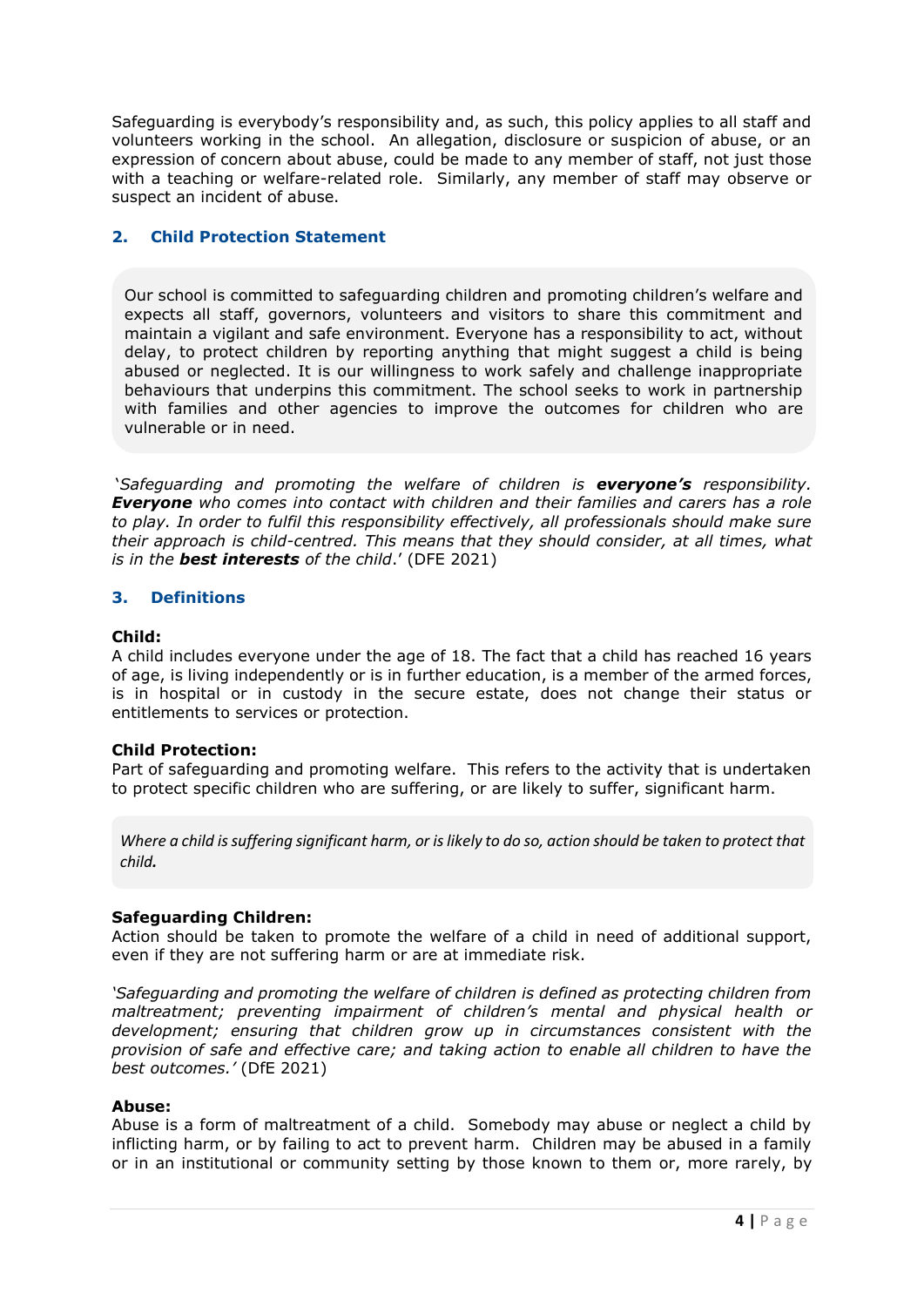Safeguarding is everybody's responsibility and, as such, this policy applies to all staff and volunteers working in the school. An allegation, disclosure or suspicion of abuse, or an expression of concern about abuse, could be made to any member of staff, not just those with a teaching or welfare-related role. Similarly, any member of staff may observe or suspect an incident of abuse.

## 2. Child Protection Statement

Our school is committed to safeguarding children and promoting children's welfare and expects all staff, governors, volunteers and visitors to share this commitment and maintain a vigilant and safe environment. Everyone has a responsibility to act, without delay, to protect children by reporting anything that might suggest a child is being abused or neglected. It is our willingness to work safely and challenge inappropriate behaviours that underpins this commitment. The school seeks to work in partnership with families and other agencies to improve the outcomes for children who are vulnerable or in need.

*'Safeguarding and promoting the welfare of children is **everyone's** responsibility. **Everyone** who comes into contact with children and their families and carers has a role to play. In order to fulfil this responsibility effectively, all professionals should make sure their approach is child-centred. This means that they should consider, at all times, what is in the **best interests** of the child*.' (DFE 2021)

## 3. Definitions

**Child:**
A child includes everyone under the age of 18. The fact that a child has reached 16 years of age, is living independently or is in further education, is a member of the armed forces, is in hospital or in custody in the secure estate, does not change their status or entitlements to services or protection.

**Child Protection:**
Part of safeguarding and promoting welfare. This refers to the activity that is undertaken to protect specific children who are suffering, or are likely to suffer, significant harm.

*Where a child is suffering significant harm, or is likely to do so, action should be taken to protect that child.*

**Safeguarding Children:**
Action should be taken to promote the welfare of a child in need of additional support, even if they are not suffering harm or are at immediate risk.

*'Safeguarding and promoting the welfare of children is defined as protecting children from maltreatment; preventing impairment of children's mental and physical health or development; ensuring that children grow up in circumstances consistent with the provision of safe and effective care; and taking action to enable all children to have the best outcomes.'* (DfE 2021)

**Abuse:**
Abuse is a form of maltreatment of a child. Somebody may abuse or neglect a child by inflicting harm, or by failing to act to prevent harm. Children may be abused in a family or in an institutional or community setting by those known to them or, more rarely, by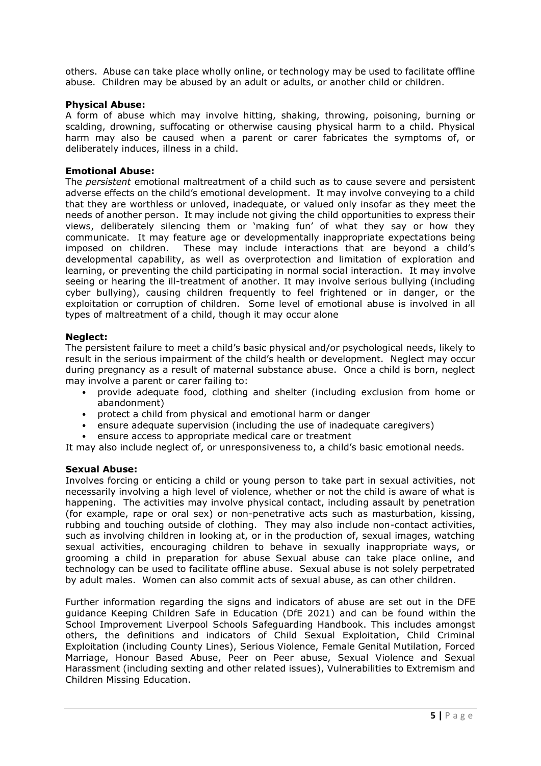others. Abuse can take place wholly online, or technology may be used to facilitate offline abuse. Children may be abused by an adult or adults, or another child or children.

**Physical Abuse:**
A form of abuse which may involve hitting, shaking, throwing, poisoning, burning or scalding, drowning, suffocating or otherwise causing physical harm to a child. Physical harm may also be caused when a parent or carer fabricates the symptoms of, or deliberately induces, illness in a child.

**Emotional Abuse:**
The *persistent* emotional maltreatment of a child such as to cause severe and persistent adverse effects on the child's emotional development. It may involve conveying to a child that they are worthless or unloved, inadequate, or valued only insofar as they meet the needs of another person. It may include not giving the child opportunities to express their views, deliberately silencing them or 'making fun' of what they say or how they communicate. It may feature age or developmentally inappropriate expectations being imposed on children. These may include interactions that are beyond a child's developmental capability, as well as overprotection and limitation of exploration and learning, or preventing the child participating in normal social interaction. It may involve seeing or hearing the ill-treatment of another. It may involve serious bullying (including cyber bullying), causing children frequently to feel frightened or in danger, or the exploitation or corruption of children. Some level of emotional abuse is involved in all types of maltreatment of a child, though it may occur alone

**Neglect:**
The persistent failure to meet a child's basic physical and/or psychological needs, likely to result in the serious impairment of the child's health or development. Neglect may occur during pregnancy as a result of maternal substance abuse. Once a child is born, neglect may involve a parent or carer failing to:

- provide adequate food, clothing and shelter (including exclusion from home or abandonment)
- protect a child from physical and emotional harm or danger
- ensure adequate supervision (including the use of inadequate caregivers)
- ensure access to appropriate medical care or treatment

It may also include neglect of, or unresponsiveness to, a child's basic emotional needs.

**Sexual Abuse:**
Involves forcing or enticing a child or young person to take part in sexual activities, not necessarily involving a high level of violence, whether or not the child is aware of what is happening. The activities may involve physical contact, including assault by penetration (for example, rape or oral sex) or non-penetrative acts such as masturbation, kissing, rubbing and touching outside of clothing. They may also include non-contact activities, such as involving children in looking at, or in the production of, sexual images, watching sexual activities, encouraging children to behave in sexually inappropriate ways, or grooming a child in preparation for abuse Sexual abuse can take place online, and technology can be used to facilitate offline abuse. Sexual abuse is not solely perpetrated by adult males. Women can also commit acts of sexual abuse, as can other children.

Further information regarding the signs and indicators of abuse are set out in the DFE guidance Keeping Children Safe in Education (DfE 2021) and can be found within the School Improvement Liverpool Schools Safeguarding Handbook. This includes amongst others, the definitions and indicators of Child Sexual Exploitation, Child Criminal Exploitation (including County Lines), Serious Violence, Female Genital Mutilation, Forced Marriage, Honour Based Abuse, Peer on Peer abuse, Sexual Violence and Sexual Harassment (including sexting and other related issues), Vulnerabilities to Extremism and Children Missing Education.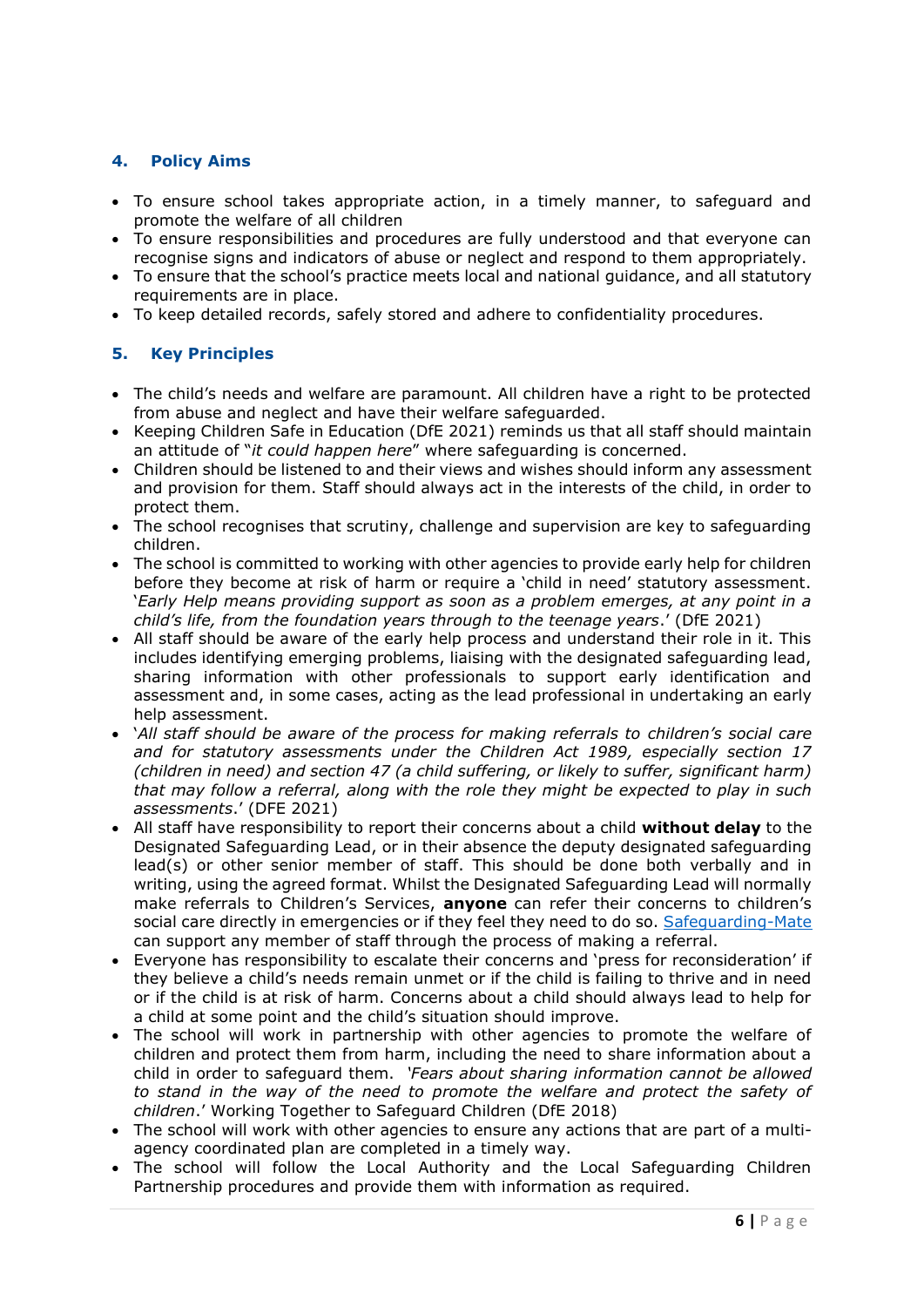## 4. Policy Aims

- To ensure school takes appropriate action, in a timely manner, to safeguard and promote the welfare of all children
- To ensure responsibilities and procedures are fully understood and that everyone can recognise signs and indicators of abuse or neglect and respond to them appropriately.
- To ensure that the school's practice meets local and national guidance, and all statutory requirements are in place.
- To keep detailed records, safely stored and adhere to confidentiality procedures.

## 5. Key Principles

- The child's needs and welfare are paramount. All children have a right to be protected from abuse and neglect and have their welfare safeguarded.
- Keeping Children Safe in Education (DfE 2021) reminds us that all staff should maintain an attitude of "*it could happen here*" where safeguarding is concerned.
- Children should be listened to and their views and wishes should inform any assessment and provision for them. Staff should always act in the interests of the child, in order to protect them.
- The school recognises that scrutiny, challenge and supervision are key to safeguarding children.
- The school is committed to working with other agencies to provide early help for children before they become at risk of harm or require a 'child in need' statutory assessment. '*Early Help means providing support as soon as a problem emerges, at any point in a child's life, from the foundation years through to the teenage years*.' (DfE 2021)
- All staff should be aware of the early help process and understand their role in it. This includes identifying emerging problems, liaising with the designated safeguarding lead, sharing information with other professionals to support early identification and assessment and, in some cases, acting as the lead professional in undertaking an early help assessment.
- '*All staff should be aware of the process for making referrals to children's social care and for statutory assessments under the Children Act 1989, especially section 17 (children in need) and section 47 (a child suffering, or likely to suffer, significant harm) that may follow a referral, along with the role they might be expected to play in such assessments*.' (DFE 2021)
- All staff have responsibility to report their concerns about a child **without delay** to the Designated Safeguarding Lead, or in their absence the deputy designated safeguarding lead(s) or other senior member of staff. This should be done both verbally and in writing, using the agreed format. Whilst the Designated Safeguarding Lead will normally make referrals to Children's Services, **anyone** can refer their concerns to children's social care directly in emergencies or if they feel they need to do so. Safeguarding-Mate can support any member of staff through the process of making a referral.
- Everyone has responsibility to escalate their concerns and 'press for reconsideration' if they believe a child's needs remain unmet or if the child is failing to thrive and in need or if the child is at risk of harm. Concerns about a child should always lead to help for a child at some point and the child's situation should improve.
- The school will work in partnership with other agencies to promote the welfare of children and protect them from harm, including the need to share information about a child in order to safeguard them. '*Fears about sharing information cannot be allowed to stand in the way of the need to promote the welfare and protect the safety of children*.' Working Together to Safeguard Children (DfE 2018)
- The school will work with other agencies to ensure any actions that are part of a multi-agency coordinated plan are completed in a timely way.
- The school will follow the Local Authority and the Local Safeguarding Children Partnership procedures and provide them with information as required.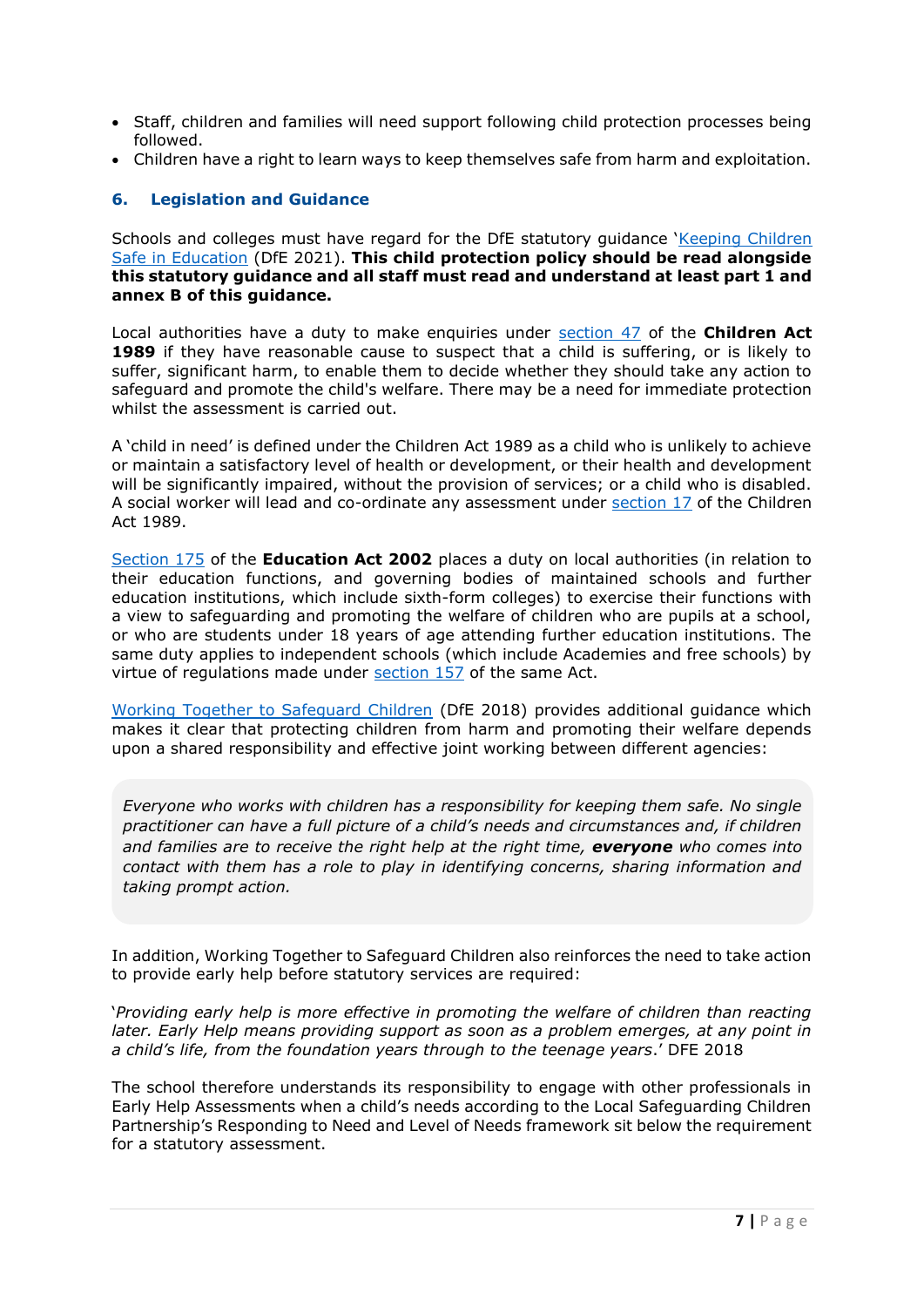- Staff, children and families will need support following child protection processes being followed.
- Children have a right to learn ways to keep themselves safe from harm and exploitation.

## 6. Legislation and Guidance

Schools and colleges must have regard for the DfE statutory guidance 'Keeping Children Safe in Education (DfE 2021). **This child protection policy should be read alongside this statutory guidance and all staff must read and understand at least part 1 and annex B of this guidance.**

Local authorities have a duty to make enquiries under section 47 of the **Children Act 1989** if they have reasonable cause to suspect that a child is suffering, or is likely to suffer, significant harm, to enable them to decide whether they should take any action to safeguard and promote the child's welfare. There may be a need for immediate protection whilst the assessment is carried out.

A 'child in need' is defined under the Children Act 1989 as a child who is unlikely to achieve or maintain a satisfactory level of health or development, or their health and development will be significantly impaired, without the provision of services; or a child who is disabled. A social worker will lead and co-ordinate any assessment under section 17 of the Children Act 1989.

Section 175 of the **Education Act 2002** places a duty on local authorities (in relation to their education functions, and governing bodies of maintained schools and further education institutions, which include sixth-form colleges) to exercise their functions with a view to safeguarding and promoting the welfare of children who are pupils at a school, or who are students under 18 years of age attending further education institutions. The same duty applies to independent schools (which include Academies and free schools) by virtue of regulations made under section 157 of the same Act.

Working Together to Safeguard Children (DfE 2018) provides additional guidance which makes it clear that protecting children from harm and promoting their welfare depends upon a shared responsibility and effective joint working between different agencies:

> *Everyone who works with children has a responsibility for keeping them safe. No single practitioner can have a full picture of a child's needs and circumstances and, if children and families are to receive the right help at the right time,* ***everyone*** *who comes into contact with them has a role to play in identifying concerns, sharing information and taking prompt action.*

In addition, Working Together to Safeguard Children also reinforces the need to take action to provide early help before statutory services are required:

'*Providing early help is more effective in promoting the welfare of children than reacting later. Early Help means providing support as soon as a problem emerges, at any point in a child's life, from the foundation years through to the teenage years*.' DFE 2018

The school therefore understands its responsibility to engage with other professionals in Early Help Assessments when a child's needs according to the Local Safeguarding Children Partnership's Responding to Need and Level of Needs framework sit below the requirement for a statutory assessment.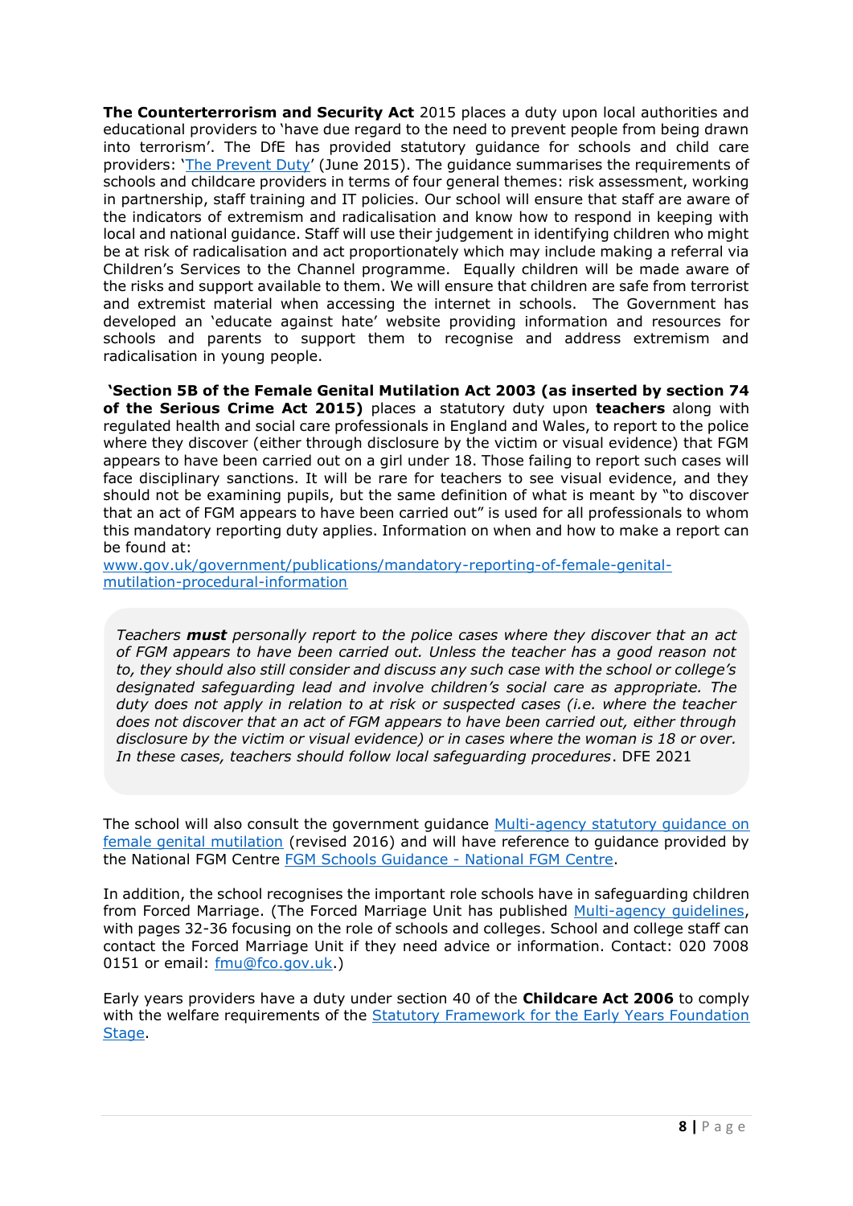**The Counterterrorism and Security Act** 2015 places a duty upon local authorities and educational providers to 'have due regard to the need to prevent people from being drawn into terrorism'. The DfE has provided statutory guidance for schools and child care providers: '[The Prevent Duty](#)' (June 2015). The guidance summarises the requirements of schools and childcare providers in terms of four general themes: risk assessment, working in partnership, staff training and IT policies. Our school will ensure that staff are aware of the indicators of extremism and radicalisation and know how to respond in keeping with local and national guidance. Staff will use their judgement in identifying children who might be at risk of radicalisation and act proportionately which may include making a referral via Children's Services to the Channel programme. Equally children will be made aware of the risks and support available to them. We will ensure that children are safe from terrorist and extremist material when accessing the internet in schools. The Government has developed an 'educate against hate' website providing information and resources for schools and parents to support them to recognise and address extremism and radicalisation in young people.

**'Section 5B of the Female Genital Mutilation Act 2003 (as inserted by section 74 of the Serious Crime Act 2015)** places a statutory duty upon **teachers** along with regulated health and social care professionals in England and Wales, to report to the police where they discover (either through disclosure by the victim or visual evidence) that FGM appears to have been carried out on a girl under 18. Those failing to report such cases will face disciplinary sanctions. It will be rare for teachers to see visual evidence, and they should not be examining pupils, but the same definition of what is meant by "to discover that an act of FGM appears to have been carried out" is used for all professionals to whom this mandatory reporting duty applies. Information on when and how to make a report can be found at:
[www.gov.uk/government/publications/mandatory-reporting-of-female-genital-mutilation-procedural-information](www.gov.uk/government/publications/mandatory-reporting-of-female-genital-mutilation-procedural-information)

> *Teachers **must** personally report to the police cases where they discover that an act of FGM appears to have been carried out. Unless the teacher has a good reason not to, they should also still consider and discuss any such case with the school or college's designated safeguarding lead and involve children's social care as appropriate. The duty does not apply in relation to at risk or suspected cases (i.e. where the teacher does not discover that an act of FGM appears to have been carried out, either through disclosure by the victim or visual evidence) or in cases where the woman is 18 or over. In these cases, teachers should follow local safeguarding procedures*. DFE 2021

The school will also consult the government guidance [Multi-agency statutory guidance on female genital mutilation](#) (revised 2016) and will have reference to guidance provided by the National FGM Centre [FGM Schools Guidance - National FGM Centre](#).

In addition, the school recognises the important role schools have in safeguarding children from Forced Marriage. (The Forced Marriage Unit has published [Multi-agency guidelines](#), with pages 32-36 focusing on the role of schools and colleges. School and college staff can contact the Forced Marriage Unit if they need advice or information. Contact: 020 7008 0151 or email: [fmu@fco.gov.uk](mailto:fmu@fco.gov.uk).)

Early years providers have a duty under section 40 of the **Childcare Act 2006** to comply with the welfare requirements of the [Statutory Framework for the Early Years Foundation Stage](#).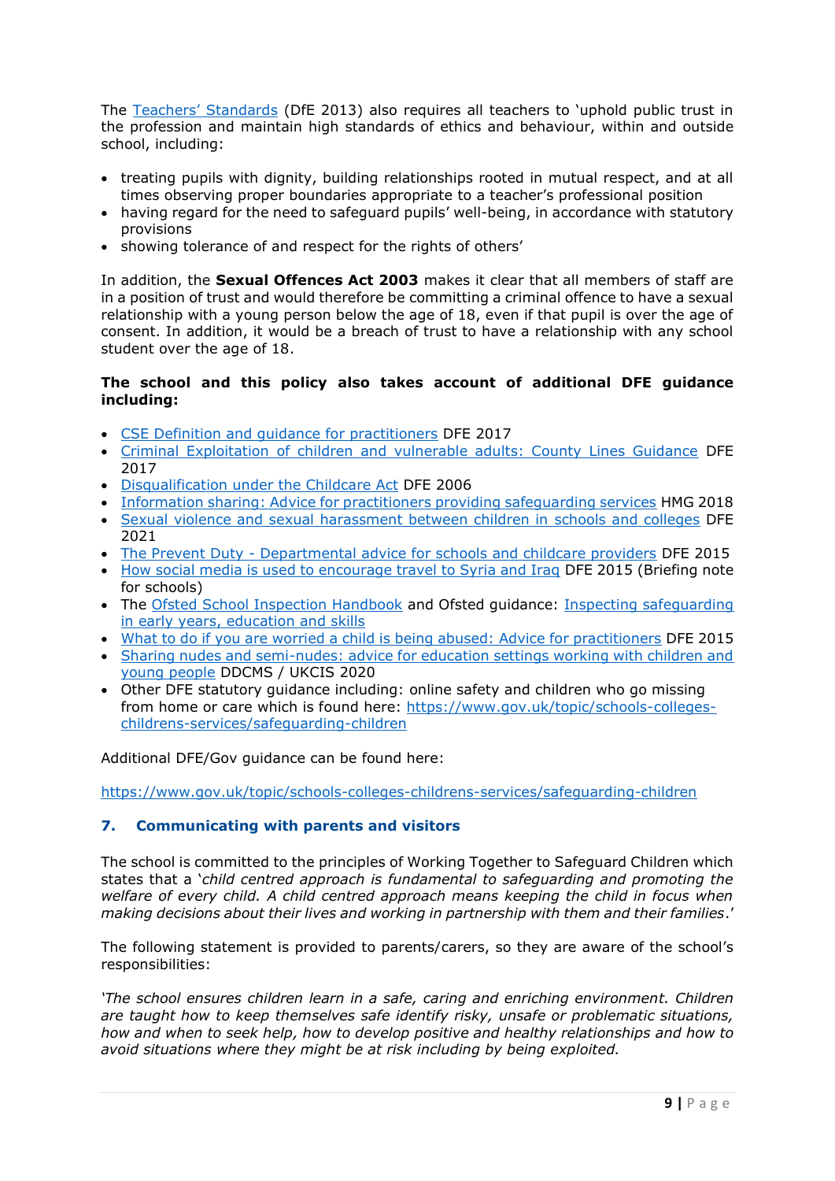The [Teachers' Standards](#) (DfE 2013) also requires all teachers to 'uphold public trust in the profession and maintain high standards of ethics and behaviour, within and outside school, including:

- treating pupils with dignity, building relationships rooted in mutual respect, and at all times observing proper boundaries appropriate to a teacher's professional position
- having regard for the need to safeguard pupils' well-being, in accordance with statutory provisions
- showing tolerance of and respect for the rights of others'

In addition, the **Sexual Offences Act 2003** makes it clear that all members of staff are in a position of trust and would therefore be committing a criminal offence to have a sexual relationship with a young person below the age of 18, even if that pupil is over the age of consent. In addition, it would be a breach of trust to have a relationship with any school student over the age of 18.

**The school and this policy also takes account of additional DFE guidance including:**

- [CSE Definition and guidance for practitioners](#) DFE 2017
- [Criminal Exploitation of children and vulnerable adults: County Lines Guidance](#) DFE 2017
- [Disqualification under the Childcare Act](#) DFE 2006
- [Information sharing: Advice for practitioners providing safeguarding services](#) HMG 2018
- [Sexual violence and sexual harassment between children in schools and colleges](#) DFE 2021
- [The Prevent Duty - Departmental advice for schools and childcare providers](#) DFE 2015
- [How social media is used to encourage travel to Syria and Iraq](#) DFE 2015 (Briefing note for schools)
- The [Ofsted School Inspection Handbook](#) and Ofsted guidance: [Inspecting safeguarding in early years, education and skills](#)
- [What to do if you are worried a child is being abused: Advice for practitioners](#) DFE 2015
- [Sharing nudes and semi-nudes: advice for education settings working with children and young people](#) DDCMS / UKCIS 2020
- Other DFE statutory guidance including: online safety and children who go missing from home or care which is found here: https://www.gov.uk/topic/schools-colleges-childrens-services/safeguarding-children

Additional DFE/Gov guidance can be found here:

https://www.gov.uk/topic/schools-colleges-childrens-services/safeguarding-children

## 7. Communicating with parents and visitors

The school is committed to the principles of Working Together to Safeguard Children which states that a '*child centred approach is fundamental to safeguarding and promoting the welfare of every child. A child centred approach means keeping the child in focus when making decisions about their lives and working in partnership with them and their families*.'

The following statement is provided to parents/carers, so they are aware of the school's responsibilities:

*'The school ensures children learn in a safe, caring and enriching environment. Children are taught how to keep themselves safe identify risky, unsafe or problematic situations, how and when to seek help, how to develop positive and healthy relationships and how to avoid situations where they might be at risk including by being exploited.*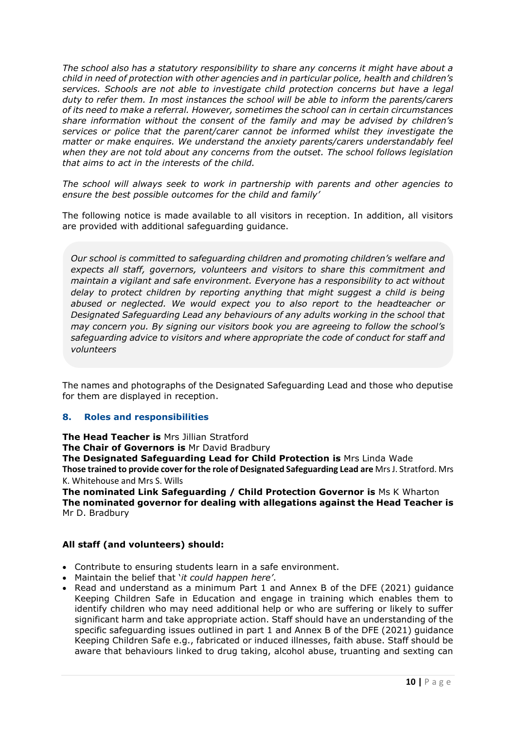*The school also has a statutory responsibility to share any concerns it might have about a child in need of protection with other agencies and in particular police, health and children's services. Schools are not able to investigate child protection concerns but have a legal duty to refer them. In most instances the school will be able to inform the parents/carers of its need to make a referral. However, sometimes the school can in certain circumstances share information without the consent of the family and may be advised by children's services or police that the parent/carer cannot be informed whilst they investigate the matter or make enquires. We understand the anxiety parents/carers understandably feel when they are not told about any concerns from the outset. The school follows legislation that aims to act in the interests of the child.*

*The school will always seek to work in partnership with parents and other agencies to ensure the best possible outcomes for the child and family'*

The following notice is made available to all visitors in reception. In addition, all visitors are provided with additional safeguarding guidance.

> *Our school is committed to safeguarding children and promoting children's welfare and expects all staff, governors, volunteers and visitors to share this commitment and maintain a vigilant and safe environment. Everyone has a responsibility to act without delay to protect children by reporting anything that might suggest a child is being abused or neglected. We would expect you to also report to the headteacher or Designated Safeguarding Lead any behaviours of any adults working in the school that may concern you. By signing our visitors book you are agreeing to follow the school's safeguarding advice to visitors and where appropriate the code of conduct for staff and volunteers*

The names and photographs of the Designated Safeguarding Lead and those who deputise for them are displayed in reception.

## 8. Roles and responsibilities

**The Head Teacher is** Mrs Jillian Stratford
**The Chair of Governors is** Mr David Bradbury
**The Designated Safeguarding Lead for Child Protection is** Mrs Linda Wade
**Those trained to provide cover for the role of Designated Safeguarding Lead are** Mrs J. Stratford. Mrs K. Whitehouse and Mrs S. Wills
**The nominated Link Safeguarding / Child Protection Governor is** Ms K Wharton
**The nominated governor for dealing with allegations against the Head Teacher is** Mr D. Bradbury

**All staff (and volunteers) should:**

- Contribute to ensuring students learn in a safe environment.
- Maintain the belief that '*it could happen here'*.
- Read and understand as a minimum Part 1 and Annex B of the DFE (2021) guidance Keeping Children Safe in Education and engage in training which enables them to identify children who may need additional help or who are suffering or likely to suffer significant harm and take appropriate action. Staff should have an understanding of the specific safeguarding issues outlined in part 1 and Annex B of the DFE (2021) guidance Keeping Children Safe e.g., fabricated or induced illnesses, faith abuse. Staff should be aware that behaviours linked to drug taking, alcohol abuse, truanting and sexting can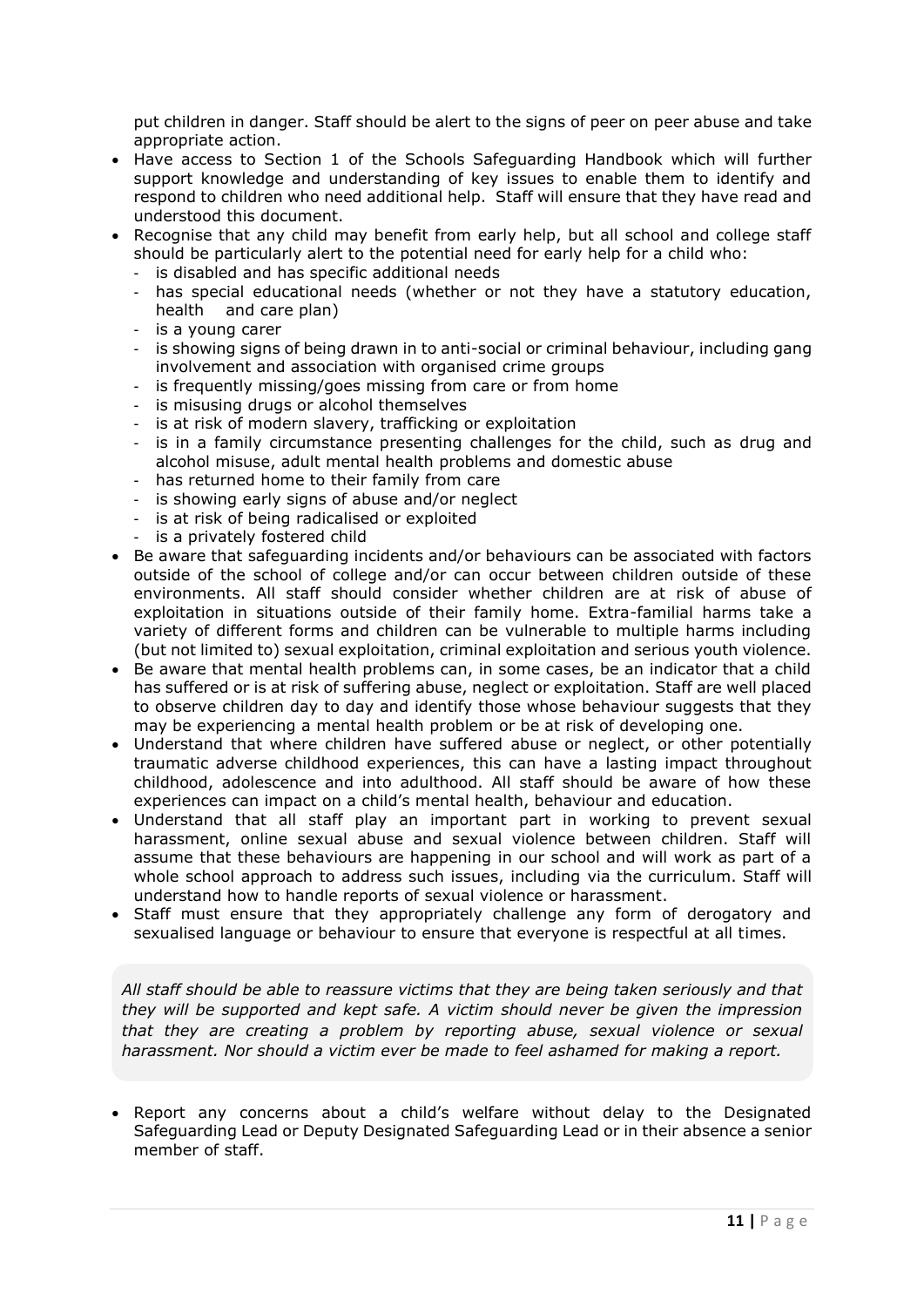put children in danger. Staff should be alert to the signs of peer on peer abuse and take appropriate action.

- Have access to Section 1 of the Schools Safeguarding Handbook which will further support knowledge and understanding of key issues to enable them to identify and respond to children who need additional help. Staff will ensure that they have read and understood this document.
- Recognise that any child may benefit from early help, but all school and college staff should be particularly alert to the potential need for early help for a child who:
  - is disabled and has specific additional needs
  - has special educational needs (whether or not they have a statutory education, health and care plan)
  - is a young carer
  - is showing signs of being drawn in to anti-social or criminal behaviour, including gang involvement and association with organised crime groups
  - is frequently missing/goes missing from care or from home
  - is misusing drugs or alcohol themselves
  - is at risk of modern slavery, trafficking or exploitation
  - is in a family circumstance presenting challenges for the child, such as drug and alcohol misuse, adult mental health problems and domestic abuse
  - has returned home to their family from care
  - is showing early signs of abuse and/or neglect
  - is at risk of being radicalised or exploited
  - is a privately fostered child
- Be aware that safeguarding incidents and/or behaviours can be associated with factors outside of the school of college and/or can occur between children outside of these environments. All staff should consider whether children are at risk of abuse of exploitation in situations outside of their family home. Extra-familial harms take a variety of different forms and children can be vulnerable to multiple harms including (but not limited to) sexual exploitation, criminal exploitation and serious youth violence.
- Be aware that mental health problems can, in some cases, be an indicator that a child has suffered or is at risk of suffering abuse, neglect or exploitation. Staff are well placed to observe children day to day and identify those whose behaviour suggests that they may be experiencing a mental health problem or be at risk of developing one.
- Understand that where children have suffered abuse or neglect, or other potentially traumatic adverse childhood experiences, this can have a lasting impact throughout childhood, adolescence and into adulthood. All staff should be aware of how these experiences can impact on a child's mental health, behaviour and education.
- Understand that all staff play an important part in working to prevent sexual harassment, online sexual abuse and sexual violence between children. Staff will assume that these behaviours are happening in our school and will work as part of a whole school approach to address such issues, including via the curriculum. Staff will understand how to handle reports of sexual violence or harassment.
- Staff must ensure that they appropriately challenge any form of derogatory and sexualised language or behaviour to ensure that everyone is respectful at all times.

*All staff should be able to reassure victims that they are being taken seriously and that they will be supported and kept safe. A victim should never be given the impression that they are creating a problem by reporting abuse, sexual violence or sexual harassment. Nor should a victim ever be made to feel ashamed for making a report.*

- Report any concerns about a child's welfare without delay to the Designated Safeguarding Lead or Deputy Designated Safeguarding Lead or in their absence a senior member of staff.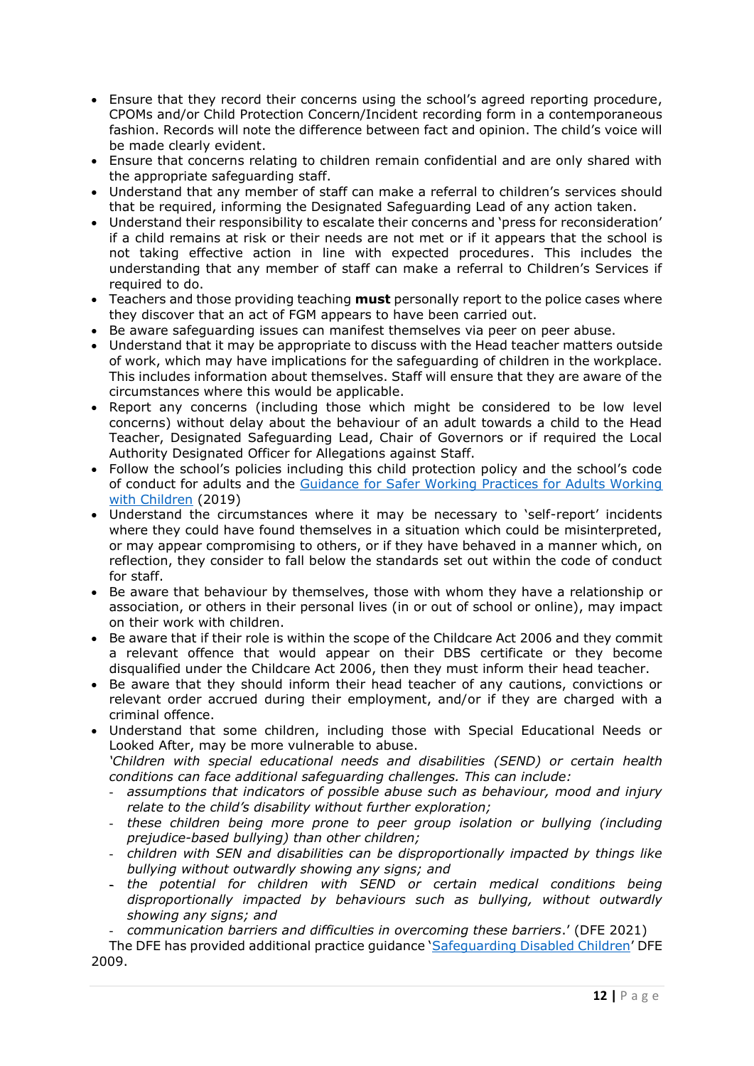- Ensure that they record their concerns using the school's agreed reporting procedure, CPOMs and/or Child Protection Concern/Incident recording form in a contemporaneous fashion. Records will note the difference between fact and opinion. The child's voice will be made clearly evident.
- Ensure that concerns relating to children remain confidential and are only shared with the appropriate safeguarding staff.
- Understand that any member of staff can make a referral to children's services should that be required, informing the Designated Safeguarding Lead of any action taken.
- Understand their responsibility to escalate their concerns and 'press for reconsideration' if a child remains at risk or their needs are not met or if it appears that the school is not taking effective action in line with expected procedures. This includes the understanding that any member of staff can make a referral to Children's Services if required to do.
- Teachers and those providing teaching **must** personally report to the police cases where they discover that an act of FGM appears to have been carried out.
- Be aware safeguarding issues can manifest themselves via peer on peer abuse.
- Understand that it may be appropriate to discuss with the Head teacher matters outside of work, which may have implications for the safeguarding of children in the workplace. This includes information about themselves. Staff will ensure that they are aware of the circumstances where this would be applicable.
- Report any concerns (including those which might be considered to be low level concerns) without delay about the behaviour of an adult towards a child to the Head Teacher, Designated Safeguarding Lead, Chair of Governors or if required the Local Authority Designated Officer for Allegations against Staff.
- Follow the school's policies including this child protection policy and the school's code of conduct for adults and the [Guidance for Safer Working Practices for Adults Working with Children](#) (2019)
- Understand the circumstances where it may be necessary to 'self-report' incidents where they could have found themselves in a situation which could be misinterpreted, or may appear compromising to others, or if they have behaved in a manner which, on reflection, they consider to fall below the standards set out within the code of conduct for staff.
- Be aware that behaviour by themselves, those with whom they have a relationship or association, or others in their personal lives (in or out of school or online), may impact on their work with children.
- Be aware that if their role is within the scope of the Childcare Act 2006 and they commit a relevant offence that would appear on their DBS certificate or they become disqualified under the Childcare Act 2006, then they must inform their head teacher.
- Be aware that they should inform their head teacher of any cautions, convictions or relevant order accrued during their employment, and/or if they are charged with a criminal offence.
- Understand that some children, including those with Special Educational Needs or Looked After, may be more vulnerable to abuse.
  *'Children with special educational needs and disabilities (SEND) or certain health conditions can face additional safeguarding challenges. This can include:*
  - *assumptions that indicators of possible abuse such as behaviour, mood and injury relate to the child's disability without further exploration;*
  - *these children being more prone to peer group isolation or bullying (including prejudice-based bullying) than other children;*
  - *children with SEN and disabilities can be disproportionally impacted by things like bullying without outwardly showing any signs; and*
  - *the potential for children with SEND or certain medical conditions being disproportionally impacted by behaviours such as bullying, without outwardly showing any signs; and*
  - *communication barriers and difficulties in overcoming these barriers*.' (DFE 2021)

  The DFE has provided additional practice guidance '[Safeguarding Disabled Children](#)' DFE 2009.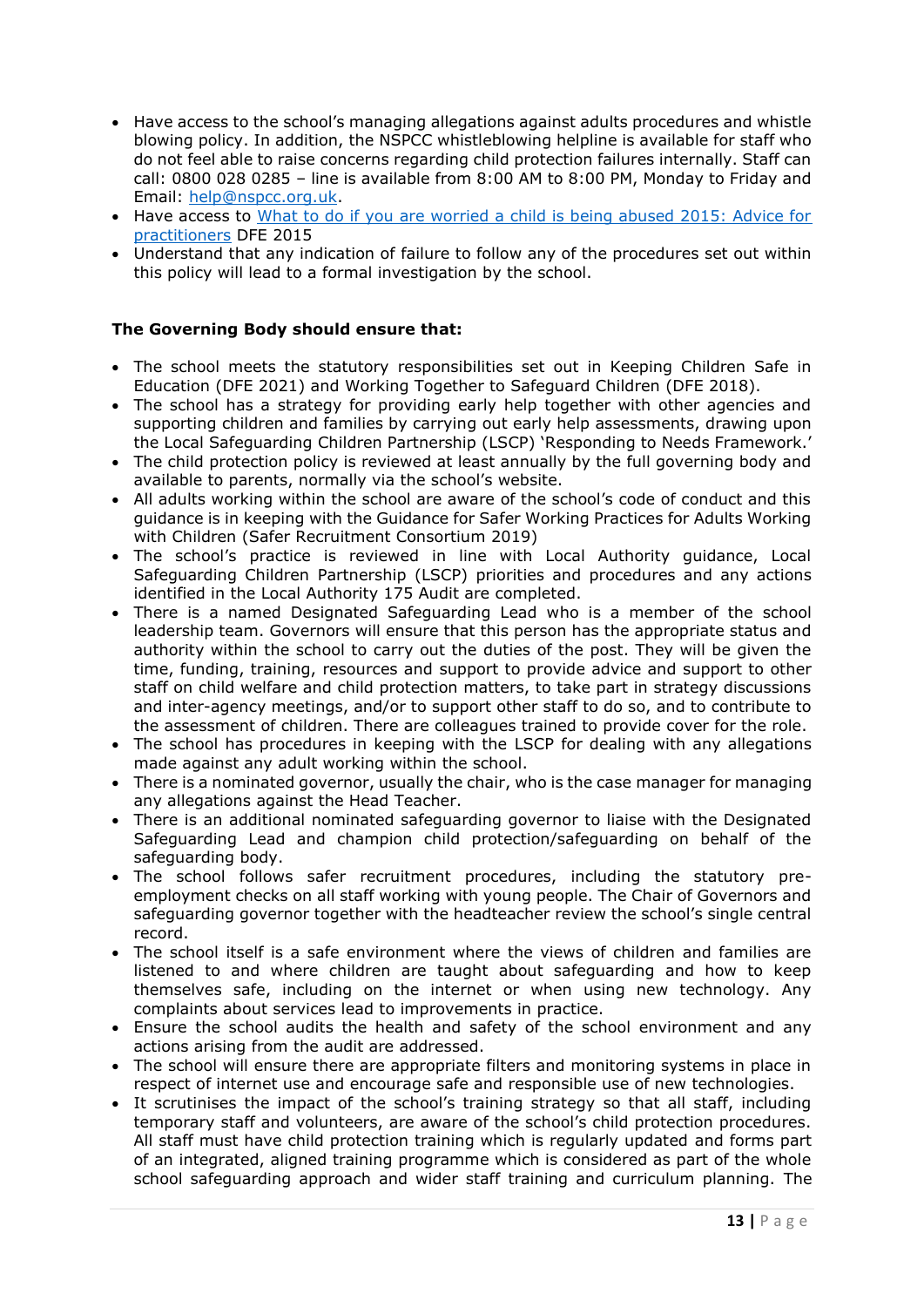- Have access to the school's managing allegations against adults procedures and whistle blowing policy. In addition, the NSPCC whistleblowing helpline is available for staff who do not feel able to raise concerns regarding child protection failures internally. Staff can call: 0800 028 0285 – line is available from 8:00 AM to 8:00 PM, Monday to Friday and Email: [help@nspcc.org.uk](mailto:help@nspcc.org.uk).
- Have access to [What to do if you are worried a child is being abused 2015: Advice for practitioners]() DFE 2015
- Understand that any indication of failure to follow any of the procedures set out within this policy will lead to a formal investigation by the school.

**The Governing Body should ensure that:**

- The school meets the statutory responsibilities set out in Keeping Children Safe in Education (DFE 2021) and Working Together to Safeguard Children (DFE 2018).
- The school has a strategy for providing early help together with other agencies and supporting children and families by carrying out early help assessments, drawing upon the Local Safeguarding Children Partnership (LSCP) 'Responding to Needs Framework.'
- The child protection policy is reviewed at least annually by the full governing body and available to parents, normally via the school's website.
- All adults working within the school are aware of the school's code of conduct and this guidance is in keeping with the Guidance for Safer Working Practices for Adults Working with Children (Safer Recruitment Consortium 2019)
- The school's practice is reviewed in line with Local Authority guidance, Local Safeguarding Children Partnership (LSCP) priorities and procedures and any actions identified in the Local Authority 175 Audit are completed.
- There is a named Designated Safeguarding Lead who is a member of the school leadership team. Governors will ensure that this person has the appropriate status and authority within the school to carry out the duties of the post. They will be given the time, funding, training, resources and support to provide advice and support to other staff on child welfare and child protection matters, to take part in strategy discussions and inter-agency meetings, and/or to support other staff to do so, and to contribute to the assessment of children. There are colleagues trained to provide cover for the role.
- The school has procedures in keeping with the LSCP for dealing with any allegations made against any adult working within the school.
- There is a nominated governor, usually the chair, who is the case manager for managing any allegations against the Head Teacher.
- There is an additional nominated safeguarding governor to liaise with the Designated Safeguarding Lead and champion child protection/safeguarding on behalf of the safeguarding body.
- The school follows safer recruitment procedures, including the statutory pre-employment checks on all staff working with young people. The Chair of Governors and safeguarding governor together with the headteacher review the school's single central record.
- The school itself is a safe environment where the views of children and families are listened to and where children are taught about safeguarding and how to keep themselves safe, including on the internet or when using new technology. Any complaints about services lead to improvements in practice.
- Ensure the school audits the health and safety of the school environment and any actions arising from the audit are addressed.
- The school will ensure there are appropriate filters and monitoring systems in place in respect of internet use and encourage safe and responsible use of new technologies.
- It scrutinises the impact of the school's training strategy so that all staff, including temporary staff and volunteers, are aware of the school's child protection procedures. All staff must have child protection training which is regularly updated and forms part of an integrated, aligned training programme which is considered as part of the whole school safeguarding approach and wider staff training and curriculum planning. The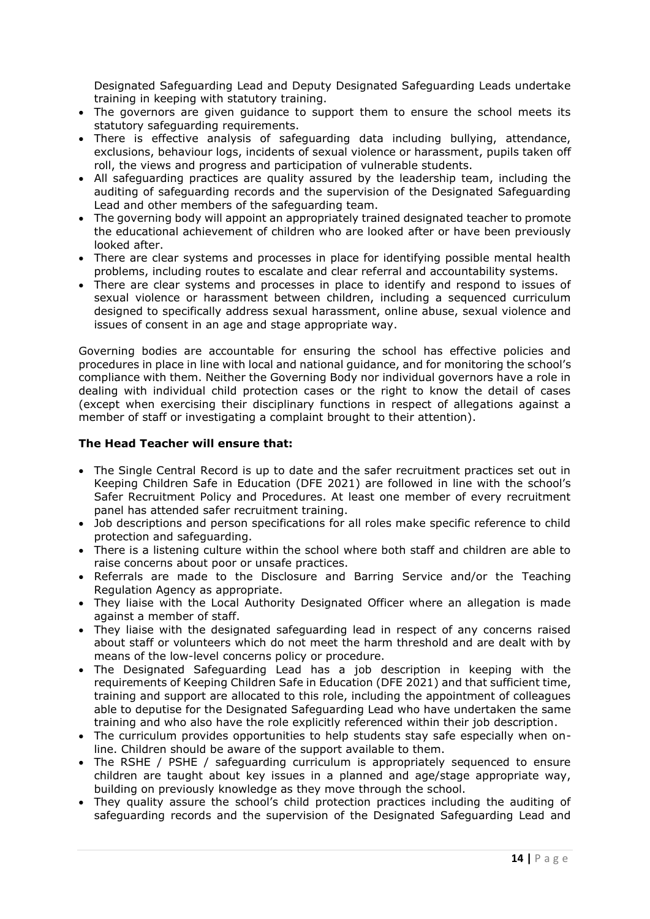Designated Safeguarding Lead and Deputy Designated Safeguarding Leads undertake training in keeping with statutory training.

- The governors are given guidance to support them to ensure the school meets its statutory safeguarding requirements.
- There is effective analysis of safeguarding data including bullying, attendance, exclusions, behaviour logs, incidents of sexual violence or harassment, pupils taken off roll, the views and progress and participation of vulnerable students.
- All safeguarding practices are quality assured by the leadership team, including the auditing of safeguarding records and the supervision of the Designated Safeguarding Lead and other members of the safeguarding team.
- The governing body will appoint an appropriately trained designated teacher to promote the educational achievement of children who are looked after or have been previously looked after.
- There are clear systems and processes in place for identifying possible mental health problems, including routes to escalate and clear referral and accountability systems.
- There are clear systems and processes in place to identify and respond to issues of sexual violence or harassment between children, including a sequenced curriculum designed to specifically address sexual harassment, online abuse, sexual violence and issues of consent in an age and stage appropriate way.

Governing bodies are accountable for ensuring the school has effective policies and procedures in place in line with local and national guidance, and for monitoring the school's compliance with them. Neither the Governing Body nor individual governors have a role in dealing with individual child protection cases or the right to know the detail of cases (except when exercising their disciplinary functions in respect of allegations against a member of staff or investigating a complaint brought to their attention).

**The Head Teacher will ensure that:**

- The Single Central Record is up to date and the safer recruitment practices set out in Keeping Children Safe in Education (DFE 2021) are followed in line with the school's Safer Recruitment Policy and Procedures. At least one member of every recruitment panel has attended safer recruitment training.
- Job descriptions and person specifications for all roles make specific reference to child protection and safeguarding.
- There is a listening culture within the school where both staff and children are able to raise concerns about poor or unsafe practices.
- Referrals are made to the Disclosure and Barring Service and/or the Teaching Regulation Agency as appropriate.
- They liaise with the Local Authority Designated Officer where an allegation is made against a member of staff.
- They liaise with the designated safeguarding lead in respect of any concerns raised about staff or volunteers which do not meet the harm threshold and are dealt with by means of the low-level concerns policy or procedure.
- The Designated Safeguarding Lead has a job description in keeping with the requirements of Keeping Children Safe in Education (DFE 2021) and that sufficient time, training and support are allocated to this role, including the appointment of colleagues able to deputise for the Designated Safeguarding Lead who have undertaken the same training and who also have the role explicitly referenced within their job description.
- The curriculum provides opportunities to help students stay safe especially when on-line. Children should be aware of the support available to them.
- The RSHE / PSHE / safeguarding curriculum is appropriately sequenced to ensure children are taught about key issues in a planned and age/stage appropriate way, building on previously knowledge as they move through the school.
- They quality assure the school's child protection practices including the auditing of safeguarding records and the supervision of the Designated Safeguarding Lead and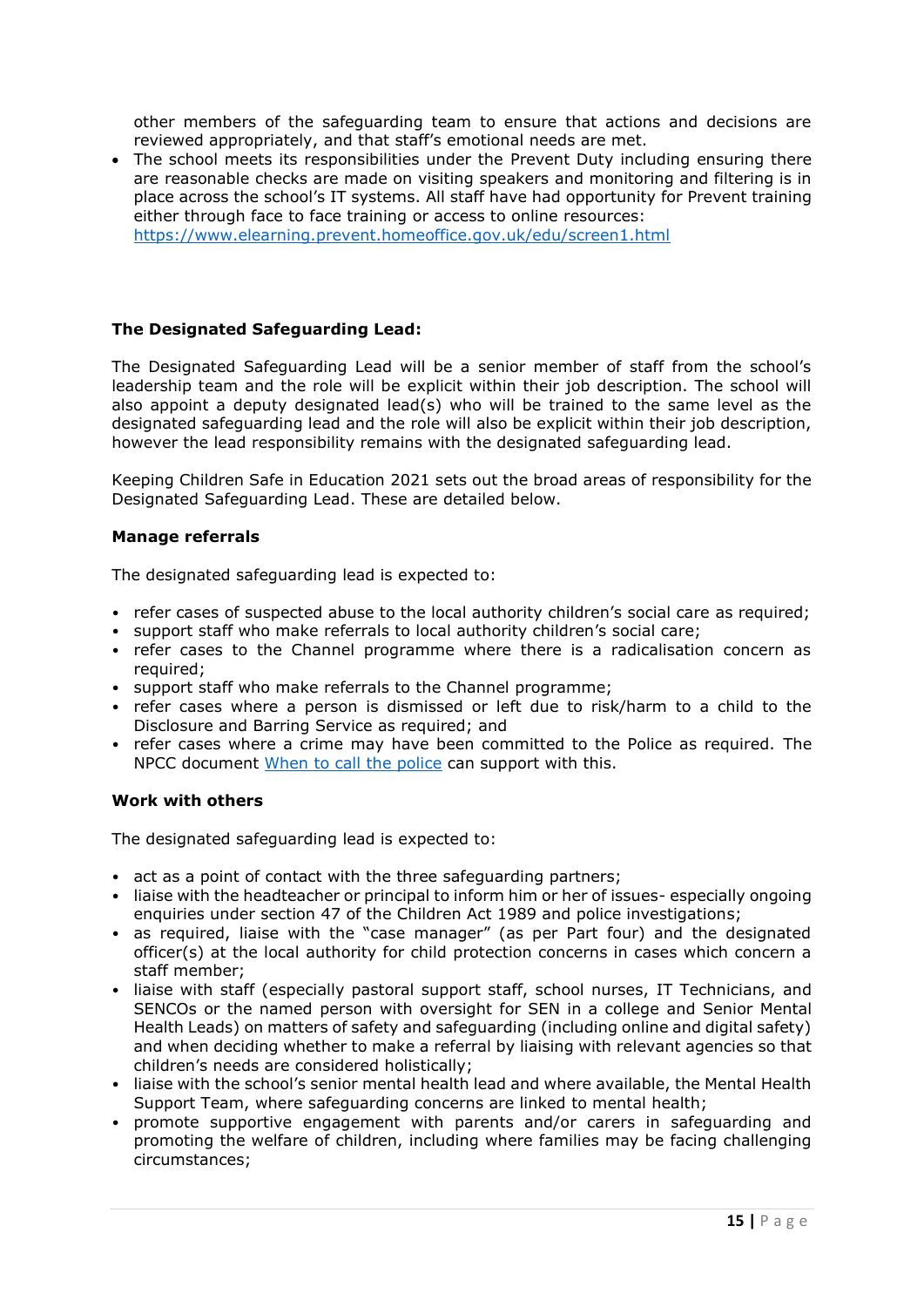other members of the safeguarding team to ensure that actions and decisions are reviewed appropriately, and that staff's emotional needs are met.

- The school meets its responsibilities under the Prevent Duty including ensuring there are reasonable checks are made on visiting speakers and monitoring and filtering is in place across the school's IT systems. All staff have had opportunity for Prevent training either through face to face training or access to online resources: [https://www.elearning.prevent.homeoffice.gov.uk/edu/screen1.html](https://www.elearning.prevent.homeoffice.gov.uk/edu/screen1.html)

### The Designated Safeguarding Lead:

The Designated Safeguarding Lead will be a senior member of staff from the school's leadership team and the role will be explicit within their job description. The school will also appoint a deputy designated lead(s) who will be trained to the same level as the designated safeguarding lead and the role will also be explicit within their job description, however the lead responsibility remains with the designated safeguarding lead.

Keeping Children Safe in Education 2021 sets out the broad areas of responsibility for the Designated Safeguarding Lead. These are detailed below.

#### Manage referrals

The designated safeguarding lead is expected to:

- refer cases of suspected abuse to the local authority children's social care as required;
- support staff who make referrals to local authority children's social care;
- refer cases to the Channel programme where there is a radicalisation concern as required;
- support staff who make referrals to the Channel programme;
- refer cases where a person is dismissed or left due to risk/harm to a child to the Disclosure and Barring Service as required; and
- refer cases where a crime may have been committed to the Police as required. The NPCC document When to call the police can support with this.

#### Work with others

The designated safeguarding lead is expected to:

- act as a point of contact with the three safeguarding partners;
- liaise with the headteacher or principal to inform him or her of issues- especially ongoing enquiries under section 47 of the Children Act 1989 and police investigations;
- as required, liaise with the "case manager" (as per Part four) and the designated officer(s) at the local authority for child protection concerns in cases which concern a staff member;
- liaise with staff (especially pastoral support staff, school nurses, IT Technicians, and SENCOs or the named person with oversight for SEN in a college and Senior Mental Health Leads) on matters of safety and safeguarding (including online and digital safety) and when deciding whether to make a referral by liaising with relevant agencies so that children's needs are considered holistically;
- liaise with the school's senior mental health lead and where available, the Mental Health Support Team, where safeguarding concerns are linked to mental health;
- promote supportive engagement with parents and/or carers in safeguarding and promoting the welfare of children, including where families may be facing challenging circumstances;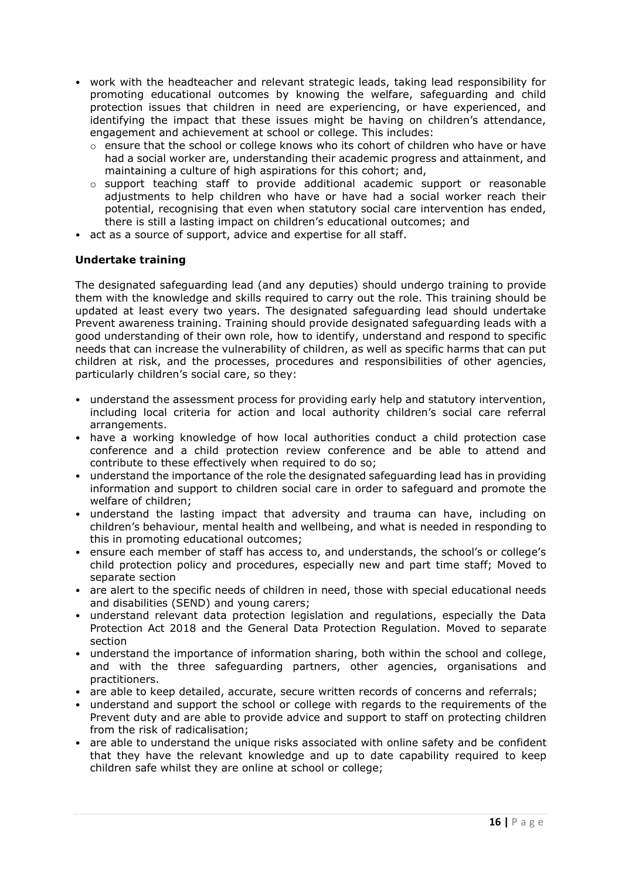- work with the headteacher and relevant strategic leads, taking lead responsibility for promoting educational outcomes by knowing the welfare, safeguarding and child protection issues that children in need are experiencing, or have experienced, and identifying the impact that these issues might be having on children's attendance, engagement and achievement at school or college. This includes:
  - ensure that the school or college knows who its cohort of children who have or have had a social worker are, understanding their academic progress and attainment, and maintaining a culture of high aspirations for this cohort; and,
  - support teaching staff to provide additional academic support or reasonable adjustments to help children who have or have had a social worker reach their potential, recognising that even when statutory social care intervention has ended, there is still a lasting impact on children's educational outcomes; and
- act as a source of support, advice and expertise for all staff.

**Undertake training**

The designated safeguarding lead (and any deputies) should undergo training to provide them with the knowledge and skills required to carry out the role. This training should be updated at least every two years. The designated safeguarding lead should undertake Prevent awareness training. Training should provide designated safeguarding leads with a good understanding of their own role, how to identify, understand and respond to specific needs that can increase the vulnerability of children, as well as specific harms that can put children at risk, and the processes, procedures and responsibilities of other agencies, particularly children's social care, so they:

- understand the assessment process for providing early help and statutory intervention, including local criteria for action and local authority children's social care referral arrangements.
- have a working knowledge of how local authorities conduct a child protection case conference and a child protection review conference and be able to attend and contribute to these effectively when required to do so;
- understand the importance of the role the designated safeguarding lead has in providing information and support to children social care in order to safeguard and promote the welfare of children;
- understand the lasting impact that adversity and trauma can have, including on children's behaviour, mental health and wellbeing, and what is needed in responding to this in promoting educational outcomes;
- ensure each member of staff has access to, and understands, the school's or college's child protection policy and procedures, especially new and part time staff; Moved to separate section
- are alert to the specific needs of children in need, those with special educational needs and disabilities (SEND) and young carers;
- understand relevant data protection legislation and regulations, especially the Data Protection Act 2018 and the General Data Protection Regulation. Moved to separate section
- understand the importance of information sharing, both within the school and college, and with the three safeguarding partners, other agencies, organisations and practitioners.
- are able to keep detailed, accurate, secure written records of concerns and referrals;
- understand and support the school or college with regards to the requirements of the Prevent duty and are able to provide advice and support to staff on protecting children from the risk of radicalisation;
- are able to understand the unique risks associated with online safety and be confident that they have the relevant knowledge and up to date capability required to keep children safe whilst they are online at school or college;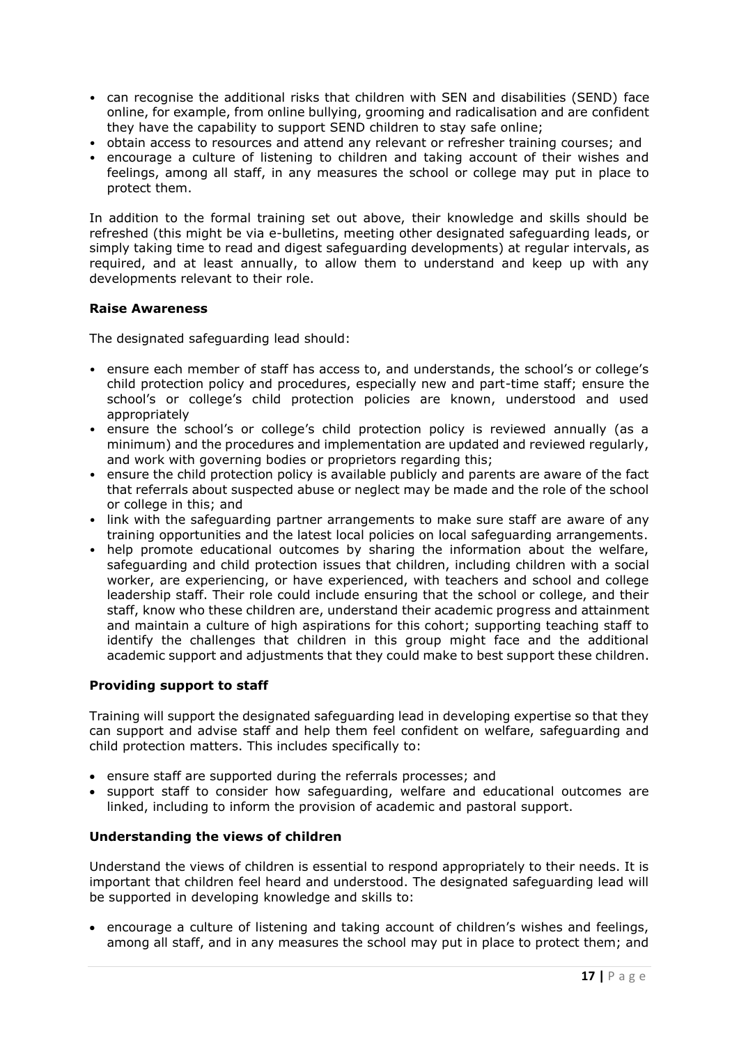- can recognise the additional risks that children with SEN and disabilities (SEND) face online, for example, from online bullying, grooming and radicalisation and are confident they have the capability to support SEND children to stay safe online;
- obtain access to resources and attend any relevant or refresher training courses; and
- encourage a culture of listening to children and taking account of their wishes and feelings, among all staff, in any measures the school or college may put in place to protect them.

In addition to the formal training set out above, their knowledge and skills should be refreshed (this might be via e-bulletins, meeting other designated safeguarding leads, or simply taking time to read and digest safeguarding developments) at regular intervals, as required, and at least annually, to allow them to understand and keep up with any developments relevant to their role.

**Raise Awareness**

The designated safeguarding lead should:

- ensure each member of staff has access to, and understands, the school's or college's child protection policy and procedures, especially new and part-time staff; ensure the school's or college's child protection policies are known, understood and used appropriately
- ensure the school's or college's child protection policy is reviewed annually (as a minimum) and the procedures and implementation are updated and reviewed regularly, and work with governing bodies or proprietors regarding this;
- ensure the child protection policy is available publicly and parents are aware of the fact that referrals about suspected abuse or neglect may be made and the role of the school or college in this; and
- link with the safeguarding partner arrangements to make sure staff are aware of any training opportunities and the latest local policies on local safeguarding arrangements.
- help promote educational outcomes by sharing the information about the welfare, safeguarding and child protection issues that children, including children with a social worker, are experiencing, or have experienced, with teachers and school and college leadership staff. Their role could include ensuring that the school or college, and their staff, know who these children are, understand their academic progress and attainment and maintain a culture of high aspirations for this cohort; supporting teaching staff to identify the challenges that children in this group might face and the additional academic support and adjustments that they could make to best support these children.

**Providing support to staff**

Training will support the designated safeguarding lead in developing expertise so that they can support and advise staff and help them feel confident on welfare, safeguarding and child protection matters. This includes specifically to:

- ensure staff are supported during the referrals processes; and
- support staff to consider how safeguarding, welfare and educational outcomes are linked, including to inform the provision of academic and pastoral support.

**Understanding the views of children**

Understand the views of children is essential to respond appropriately to their needs. It is important that children feel heard and understood. The designated safeguarding lead will be supported in developing knowledge and skills to:

- encourage a culture of listening and taking account of children's wishes and feelings, among all staff, and in any measures the school may put in place to protect them; and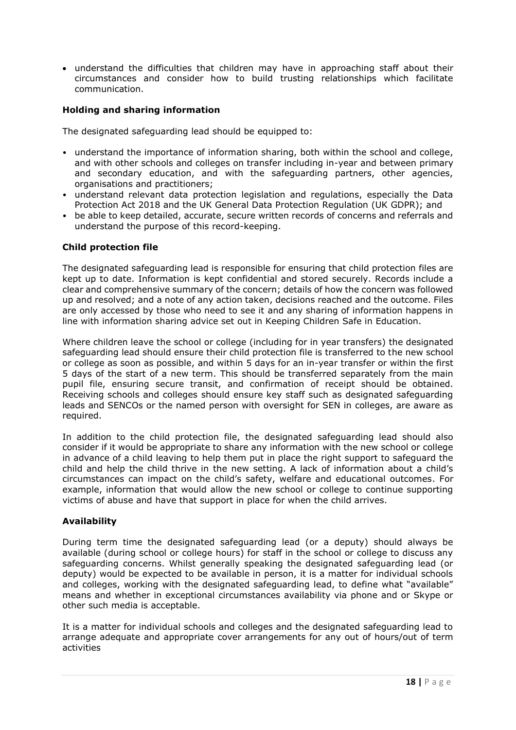- understand the difficulties that children may have in approaching staff about their circumstances and consider how to build trusting relationships which facilitate communication.

**Holding and sharing information**

The designated safeguarding lead should be equipped to:

- understand the importance of information sharing, both within the school and college, and with other schools and colleges on transfer including in-year and between primary and secondary education, and with the safeguarding partners, other agencies, organisations and practitioners;
- understand relevant data protection legislation and regulations, especially the Data Protection Act 2018 and the UK General Data Protection Regulation (UK GDPR); and
- be able to keep detailed, accurate, secure written records of concerns and referrals and understand the purpose of this record-keeping.

**Child protection file**

The designated safeguarding lead is responsible for ensuring that child protection files are kept up to date. Information is kept confidential and stored securely. Records include a clear and comprehensive summary of the concern; details of how the concern was followed up and resolved; and a note of any action taken, decisions reached and the outcome. Files are only accessed by those who need to see it and any sharing of information happens in line with information sharing advice set out in Keeping Children Safe in Education.

Where children leave the school or college (including for in year transfers) the designated safeguarding lead should ensure their child protection file is transferred to the new school or college as soon as possible, and within 5 days for an in-year transfer or within the first 5 days of the start of a new term. This should be transferred separately from the main pupil file, ensuring secure transit, and confirmation of receipt should be obtained. Receiving schools and colleges should ensure key staff such as designated safeguarding leads and SENCOs or the named person with oversight for SEN in colleges, are aware as required.

In addition to the child protection file, the designated safeguarding lead should also consider if it would be appropriate to share any information with the new school or college in advance of a child leaving to help them put in place the right support to safeguard the child and help the child thrive in the new setting. A lack of information about a child's circumstances can impact on the child's safety, welfare and educational outcomes. For example, information that would allow the new school or college to continue supporting victims of abuse and have that support in place for when the child arrives.

**Availability**

During term time the designated safeguarding lead (or a deputy) should always be available (during school or college hours) for staff in the school or college to discuss any safeguarding concerns. Whilst generally speaking the designated safeguarding lead (or deputy) would be expected to be available in person, it is a matter for individual schools and colleges, working with the designated safeguarding lead, to define what "available" means and whether in exceptional circumstances availability via phone and or Skype or other such media is acceptable.

It is a matter for individual schools and colleges and the designated safeguarding lead to arrange adequate and appropriate cover arrangements for any out of hours/out of term activities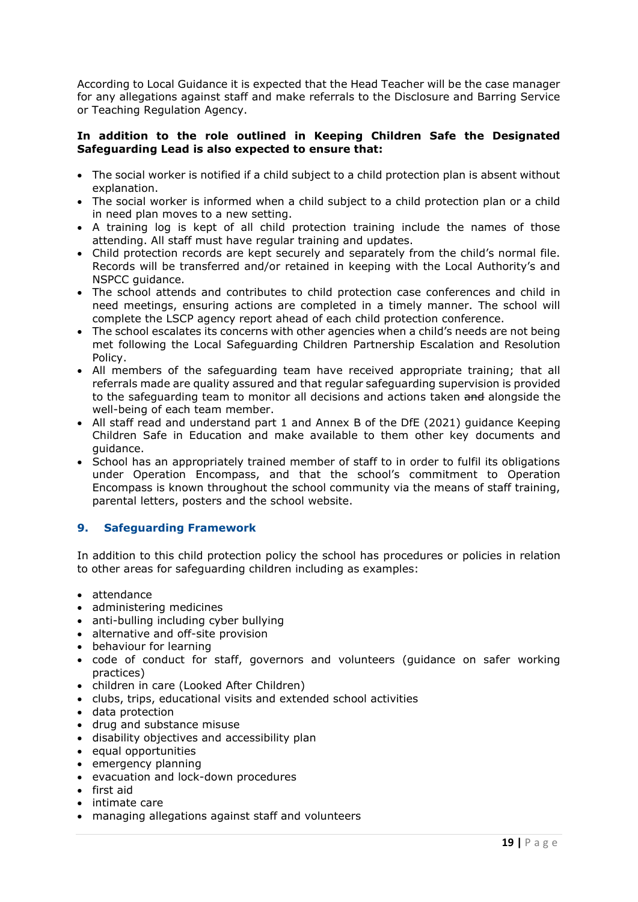According to Local Guidance it is expected that the Head Teacher will be the case manager for any allegations against staff and make referrals to the Disclosure and Barring Service or Teaching Regulation Agency.

**In addition to the role outlined in Keeping Children Safe the Designated Safeguarding Lead is also expected to ensure that:**

- The social worker is notified if a child subject to a child protection plan is absent without explanation.
- The social worker is informed when a child subject to a child protection plan or a child in need plan moves to a new setting.
- A training log is kept of all child protection training include the names of those attending. All staff must have regular training and updates.
- Child protection records are kept securely and separately from the child's normal file. Records will be transferred and/or retained in keeping with the Local Authority's and NSPCC guidance.
- The school attends and contributes to child protection case conferences and child in need meetings, ensuring actions are completed in a timely manner. The school will complete the LSCP agency report ahead of each child protection conference.
- The school escalates its concerns with other agencies when a child's needs are not being met following the Local Safeguarding Children Partnership Escalation and Resolution Policy.
- All members of the safeguarding team have received appropriate training; that all referrals made are quality assured and that regular safeguarding supervision is provided to the safeguarding team to monitor all decisions and actions taken ~~and~~ alongside the well-being of each team member.
- All staff read and understand part 1 and Annex B of the DfE (2021) guidance Keeping Children Safe in Education and make available to them other key documents and guidance.
- School has an appropriately trained member of staff to in order to fulfil its obligations under Operation Encompass, and that the school's commitment to Operation Encompass is known throughout the school community via the means of staff training, parental letters, posters and the school website.

## 9. Safeguarding Framework

In addition to this child protection policy the school has procedures or policies in relation to other areas for safeguarding children including as examples:

- attendance
- administering medicines
- anti-bulling including cyber bullying
- alternative and off-site provision
- behaviour for learning
- code of conduct for staff, governors and volunteers (guidance on safer working practices)
- children in care (Looked After Children)
- clubs, trips, educational visits and extended school activities
- data protection
- drug and substance misuse
- disability objectives and accessibility plan
- equal opportunities
- emergency planning
- evacuation and lock-down procedures
- first aid
- intimate care
- managing allegations against staff and volunteers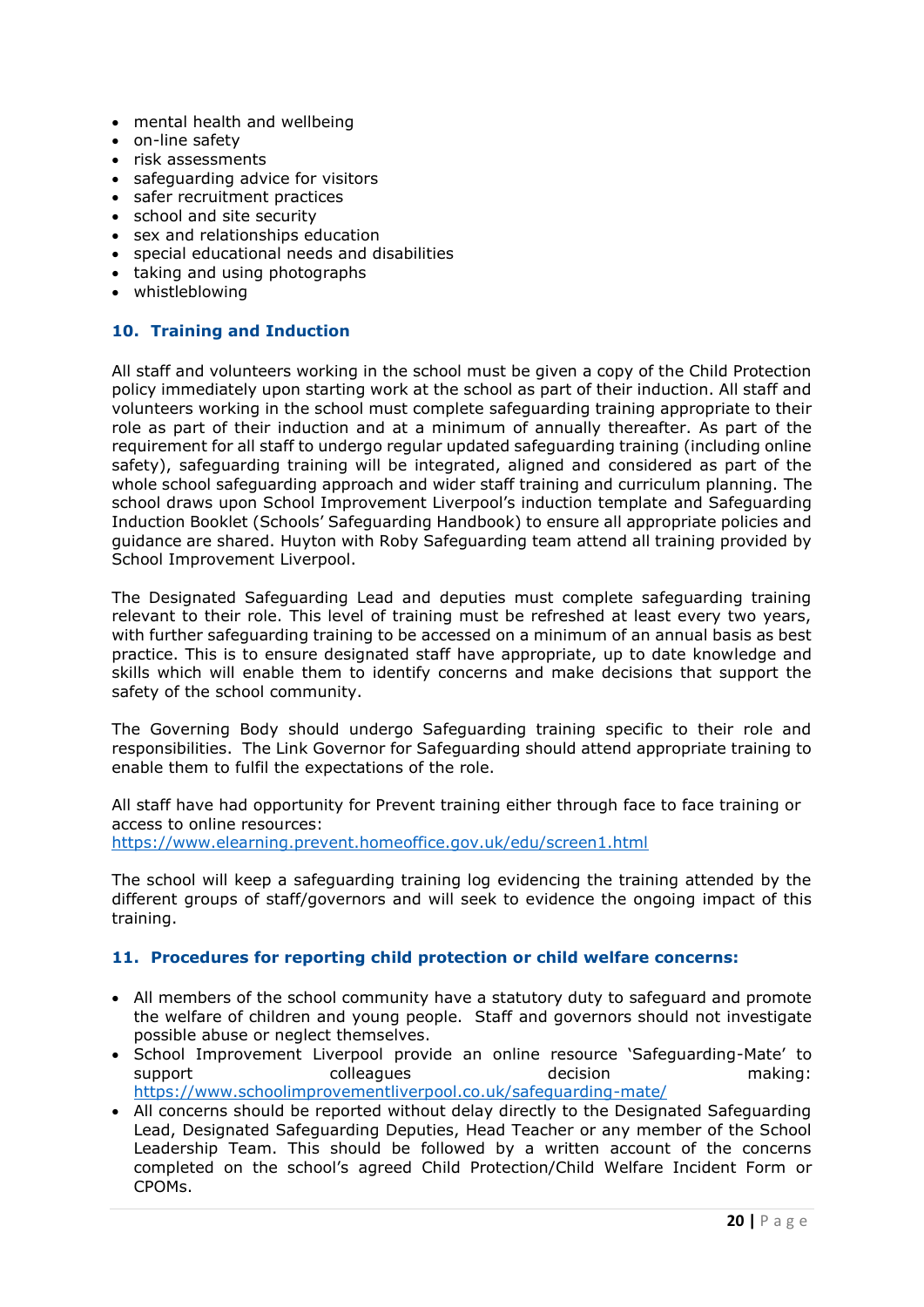- mental health and wellbeing
- on-line safety
- risk assessments
- safeguarding advice for visitors
- safer recruitment practices
- school and site security
- sex and relationships education
- special educational needs and disabilities
- taking and using photographs
- whistleblowing

## 10. Training and Induction

All staff and volunteers working in the school must be given a copy of the Child Protection policy immediately upon starting work at the school as part of their induction. All staff and volunteers working in the school must complete safeguarding training appropriate to their role as part of their induction and at a minimum of annually thereafter. As part of the requirement for all staff to undergo regular updated safeguarding training (including online safety), safeguarding training will be integrated, aligned and considered as part of the whole school safeguarding approach and wider staff training and curriculum planning. The school draws upon School Improvement Liverpool's induction template and Safeguarding Induction Booklet (Schools' Safeguarding Handbook) to ensure all appropriate policies and guidance are shared. Huyton with Roby Safeguarding team attend all training provided by School Improvement Liverpool.

The Designated Safeguarding Lead and deputies must complete safeguarding training relevant to their role. This level of training must be refreshed at least every two years, with further safeguarding training to be accessed on a minimum of an annual basis as best practice. This is to ensure designated staff have appropriate, up to date knowledge and skills which will enable them to identify concerns and make decisions that support the safety of the school community.

The Governing Body should undergo Safeguarding training specific to their role and responsibilities. The Link Governor for Safeguarding should attend appropriate training to enable them to fulfil the expectations of the role.

All staff have had opportunity for Prevent training either through face to face training or access to online resources:
https://www.elearning.prevent.homeoffice.gov.uk/edu/screen1.html

The school will keep a safeguarding training log evidencing the training attended by the different groups of staff/governors and will seek to evidence the ongoing impact of this training.

## 11. Procedures for reporting child protection or child welfare concerns:

- All members of the school community have a statutory duty to safeguard and promote the welfare of children and young people. Staff and governors should not investigate possible abuse or neglect themselves.
- School Improvement Liverpool provide an online resource 'Safeguarding-Mate' to support colleagues decision making: https://www.schoolimprovementliverpool.co.uk/safeguarding-mate/
- All concerns should be reported without delay directly to the Designated Safeguarding Lead, Designated Safeguarding Deputies, Head Teacher or any member of the School Leadership Team. This should be followed by a written account of the concerns completed on the school's agreed Child Protection/Child Welfare Incident Form or CPOMs.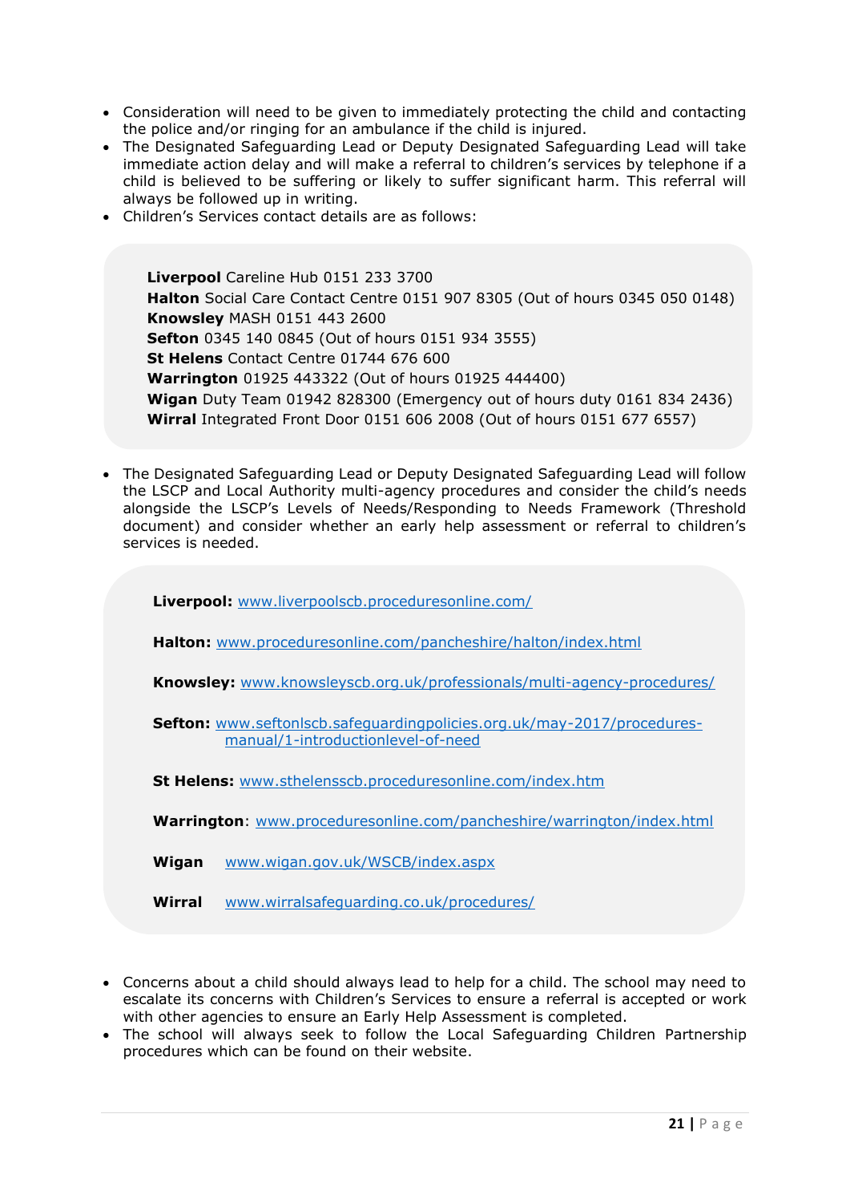- Consideration will need to be given to immediately protecting the child and contacting the police and/or ringing for an ambulance if the child is injured.
- The Designated Safeguarding Lead or Deputy Designated Safeguarding Lead will take immediate action delay and will make a referral to children's services by telephone if a child is believed to be suffering or likely to suffer significant harm. This referral will always be followed up in writing.
- Children's Services contact details are as follows:

**Liverpool** Careline Hub 0151 233 3700
**Halton** Social Care Contact Centre 0151 907 8305 (Out of hours 0345 050 0148)
**Knowsley** MASH 0151 443 2600
**Sefton** 0345 140 0845 (Out of hours 0151 934 3555)
**St Helens** Contact Centre 01744 676 600
**Warrington** 01925 443322 (Out of hours 01925 444400)
**Wigan** Duty Team 01942 828300 (Emergency out of hours duty 0161 834 2436)
**Wirral** Integrated Front Door 0151 606 2008 (Out of hours 0151 677 6557)

- The Designated Safeguarding Lead or Deputy Designated Safeguarding Lead will follow the LSCP and Local Authority multi-agency procedures and consider the child's needs alongside the LSCP's Levels of Needs/Responding to Needs Framework (Threshold document) and consider whether an early help assessment or referral to children's services is needed.

**Liverpool:** www.liverpoolscb.proceduresonline.com/

**Halton:** www.proceduresonline.com/pancheshire/halton/index.html

**Knowsley:** www.knowsleyscb.org.uk/professionals/multi-agency-procedures/

**Sefton:** www.seftonlscb.safeguardingpolicies.org.uk/may-2017/procedures-manual/1-introductionlevel-of-need

**St Helens:** www.sthelensscb.proceduresonline.com/index.htm

**Warrington**: www.proceduresonline.com/pancheshire/warrington/index.html

**Wigan** www.wigan.gov.uk/WSCB/index.aspx

**Wirral** www.wirralsafeguarding.co.uk/procedures/

- Concerns about a child should always lead to help for a child. The school may need to escalate its concerns with Children's Services to ensure a referral is accepted or work with other agencies to ensure an Early Help Assessment is completed.
- The school will always seek to follow the Local Safeguarding Children Partnership procedures which can be found on their website.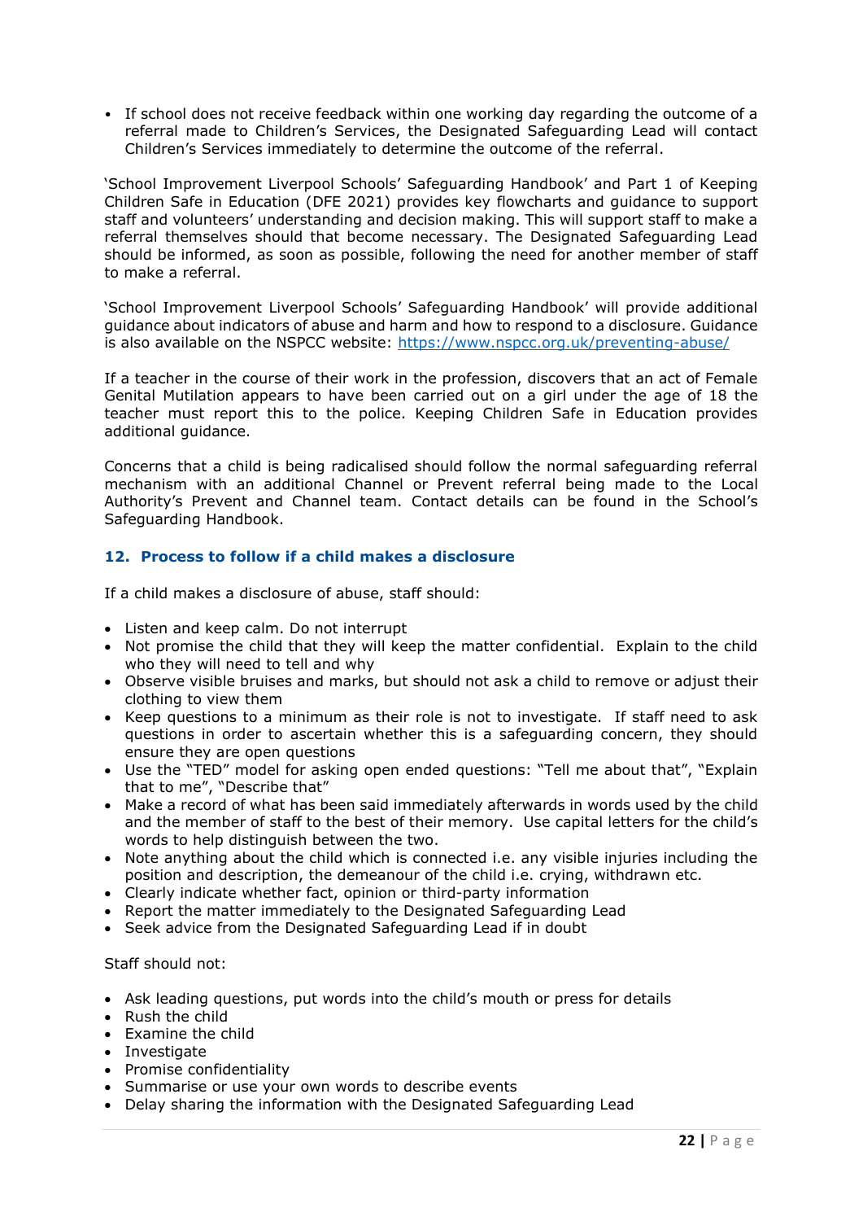- If school does not receive feedback within one working day regarding the outcome of a referral made to Children's Services, the Designated Safeguarding Lead will contact Children's Services immediately to determine the outcome of the referral.

'School Improvement Liverpool Schools' Safeguarding Handbook' and Part 1 of Keeping Children Safe in Education (DFE 2021) provides key flowcharts and guidance to support staff and volunteers' understanding and decision making. This will support staff to make a referral themselves should that become necessary. The Designated Safeguarding Lead should be informed, as soon as possible, following the need for another member of staff to make a referral.

'School Improvement Liverpool Schools' Safeguarding Handbook' will provide additional guidance about indicators of abuse and harm and how to respond to a disclosure. Guidance is also available on the NSPCC website: https://www.nspcc.org.uk/preventing-abuse/

If a teacher in the course of their work in the profession, discovers that an act of Female Genital Mutilation appears to have been carried out on a girl under the age of 18 the teacher must report this to the police. Keeping Children Safe in Education provides additional guidance.

Concerns that a child is being radicalised should follow the normal safeguarding referral mechanism with an additional Channel or Prevent referral being made to the Local Authority's Prevent and Channel team. Contact details can be found in the School's Safeguarding Handbook.

## 12. Process to follow if a child makes a disclosure

If a child makes a disclosure of abuse, staff should:

- Listen and keep calm. Do not interrupt
- Not promise the child that they will keep the matter confidential. Explain to the child who they will need to tell and why
- Observe visible bruises and marks, but should not ask a child to remove or adjust their clothing to view them
- Keep questions to a minimum as their role is not to investigate. If staff need to ask questions in order to ascertain whether this is a safeguarding concern, they should ensure they are open questions
- Use the "TED" model for asking open ended questions: "Tell me about that", "Explain that to me", "Describe that"
- Make a record of what has been said immediately afterwards in words used by the child and the member of staff to the best of their memory. Use capital letters for the child's words to help distinguish between the two.
- Note anything about the child which is connected i.e. any visible injuries including the position and description, the demeanour of the child i.e. crying, withdrawn etc.
- Clearly indicate whether fact, opinion or third-party information
- Report the matter immediately to the Designated Safeguarding Lead
- Seek advice from the Designated Safeguarding Lead if in doubt

Staff should not:

- Ask leading questions, put words into the child's mouth or press for details
- Rush the child
- Examine the child
- Investigate
- Promise confidentiality
- Summarise or use your own words to describe events
- Delay sharing the information with the Designated Safeguarding Lead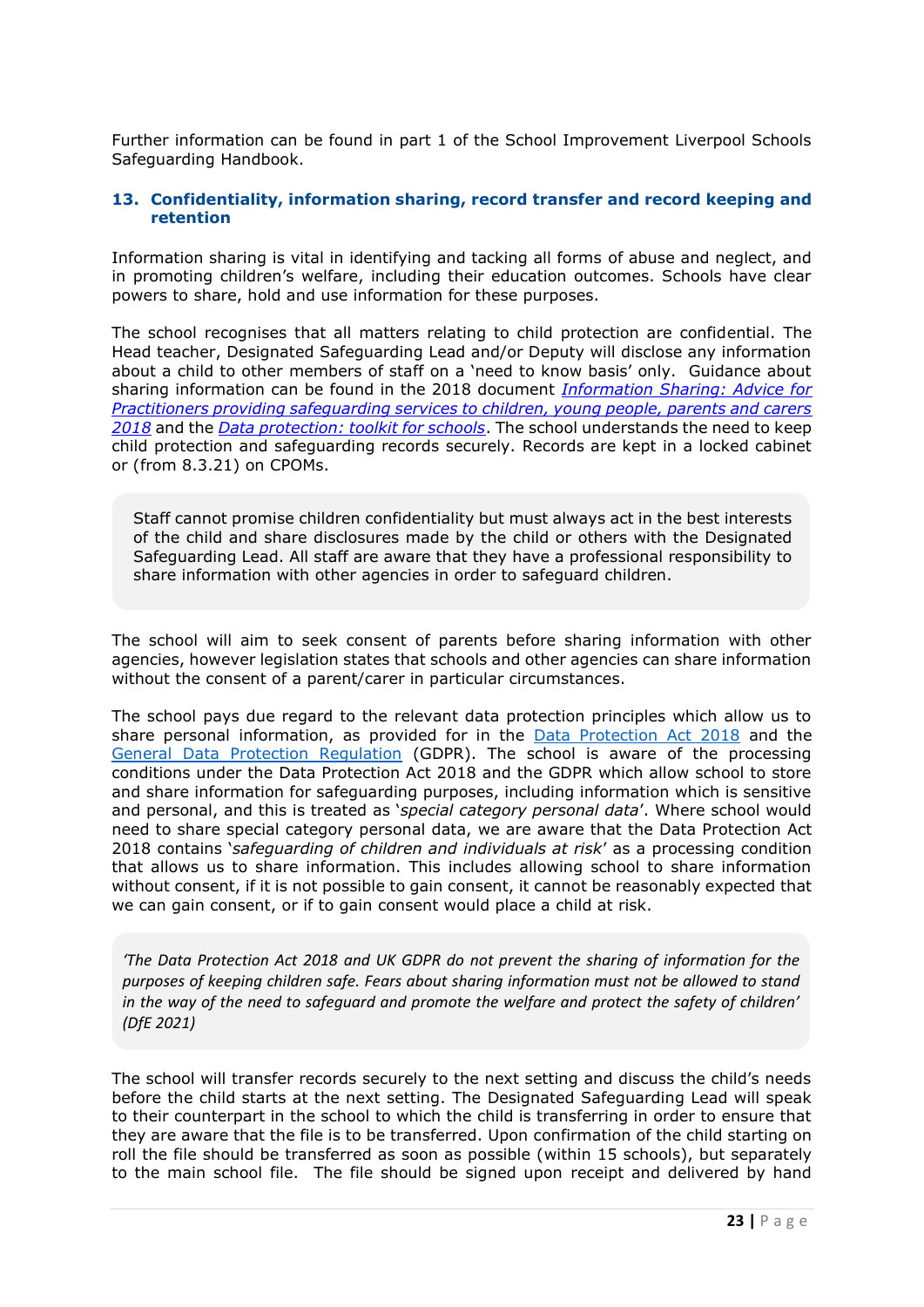Further information can be found in part 1 of the School Improvement Liverpool Schools Safeguarding Handbook.

## 13. Confidentiality, information sharing, record transfer and record keeping and retention

Information sharing is vital in identifying and tacking all forms of abuse and neglect, and in promoting children's welfare, including their education outcomes. Schools have clear powers to share, hold and use information for these purposes.

The school recognises that all matters relating to child protection are confidential. The Head teacher, Designated Safeguarding Lead and/or Deputy will disclose any information about a child to other members of staff on a 'need to know basis' only. Guidance about sharing information can be found in the 2018 document *Information Sharing: Advice for Practitioners providing safeguarding services to children, young people, parents and carers 2018* and the *Data protection: toolkit for schools*. The school understands the need to keep child protection and safeguarding records securely. Records are kept in a locked cabinet or (from 8.3.21) on CPOMs.

> Staff cannot promise children confidentiality but must always act in the best interests of the child and share disclosures made by the child or others with the Designated Safeguarding Lead. All staff are aware that they have a professional responsibility to share information with other agencies in order to safeguard children.

The school will aim to seek consent of parents before sharing information with other agencies, however legislation states that schools and other agencies can share information without the consent of a parent/carer in particular circumstances.

The school pays due regard to the relevant data protection principles which allow us to share personal information, as provided for in the Data Protection Act 2018 and the General Data Protection Regulation (GDPR). The school is aware of the processing conditions under the Data Protection Act 2018 and the GDPR which allow school to store and share information for safeguarding purposes, including information which is sensitive and personal, and this is treated as '*special category personal data*'. Where school would need to share special category personal data, we are aware that the Data Protection Act 2018 contains '*safeguarding of children and individuals at risk*' as a processing condition that allows us to share information. This includes allowing school to share information without consent, if it is not possible to gain consent, it cannot be reasonably expected that we can gain consent, or if to gain consent would place a child at risk.

> *'The Data Protection Act 2018 and UK GDPR do not prevent the sharing of information for the purposes of keeping children safe. Fears about sharing information must not be allowed to stand in the way of the need to safeguard and promote the welfare and protect the safety of children' (DfE 2021)*

The school will transfer records securely to the next setting and discuss the child's needs before the child starts at the next setting. The Designated Safeguarding Lead will speak to their counterpart in the school to which the child is transferring in order to ensure that they are aware that the file is to be transferred. Upon confirmation of the child starting on roll the file should be transferred as soon as possible (within 15 schools), but separately to the main school file. The file should be signed upon receipt and delivered by hand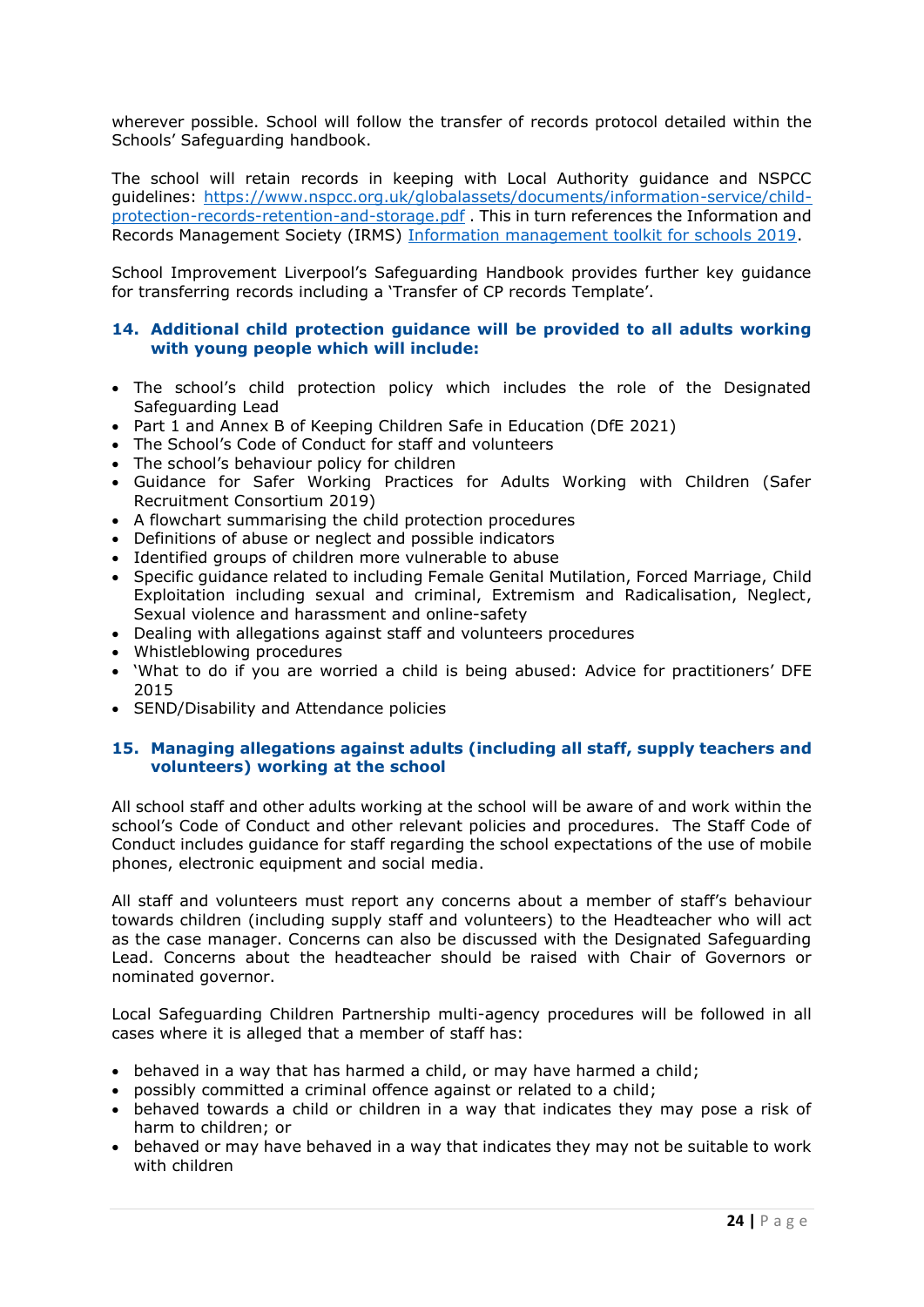wherever possible. School will follow the transfer of records protocol detailed within the Schools' Safeguarding handbook.

The school will retain records in keeping with Local Authority guidance and NSPCC guidelines: [https://www.nspcc.org.uk/globalassets/documents/information-service/child-protection-records-retention-and-storage.pdf](https://www.nspcc.org.uk/globalassets/documents/information-service/child-protection-records-retention-and-storage.pdf) . This in turn references the Information and Records Management Society (IRMS) [Information management toolkit for schools 2019](#).

School Improvement Liverpool's Safeguarding Handbook provides further key guidance for transferring records including a 'Transfer of CP records Template'.

## 14. Additional child protection guidance will be provided to all adults working with young people which will include:

- The school's child protection policy which includes the role of the Designated Safeguarding Lead
- Part 1 and Annex B of Keeping Children Safe in Education (DfE 2021)
- The School's Code of Conduct for staff and volunteers
- The school's behaviour policy for children
- Guidance for Safer Working Practices for Adults Working with Children (Safer Recruitment Consortium 2019)
- A flowchart summarising the child protection procedures
- Definitions of abuse or neglect and possible indicators
- Identified groups of children more vulnerable to abuse
- Specific guidance related to including Female Genital Mutilation, Forced Marriage, Child Exploitation including sexual and criminal, Extremism and Radicalisation, Neglect, Sexual violence and harassment and online-safety
- Dealing with allegations against staff and volunteers procedures
- Whistleblowing procedures
- 'What to do if you are worried a child is being abused: Advice for practitioners' DFE 2015
- SEND/Disability and Attendance policies

## 15. Managing allegations against adults (including all staff, supply teachers and volunteers) working at the school

All school staff and other adults working at the school will be aware of and work within the school's Code of Conduct and other relevant policies and procedures. The Staff Code of Conduct includes guidance for staff regarding the school expectations of the use of mobile phones, electronic equipment and social media.

All staff and volunteers must report any concerns about a member of staff's behaviour towards children (including supply staff and volunteers) to the Headteacher who will act as the case manager. Concerns can also be discussed with the Designated Safeguarding Lead. Concerns about the headteacher should be raised with Chair of Governors or nominated governor.

Local Safeguarding Children Partnership multi-agency procedures will be followed in all cases where it is alleged that a member of staff has:

- behaved in a way that has harmed a child, or may have harmed a child;
- possibly committed a criminal offence against or related to a child;
- behaved towards a child or children in a way that indicates they may pose a risk of harm to children; or
- behaved or may have behaved in a way that indicates they may not be suitable to work with children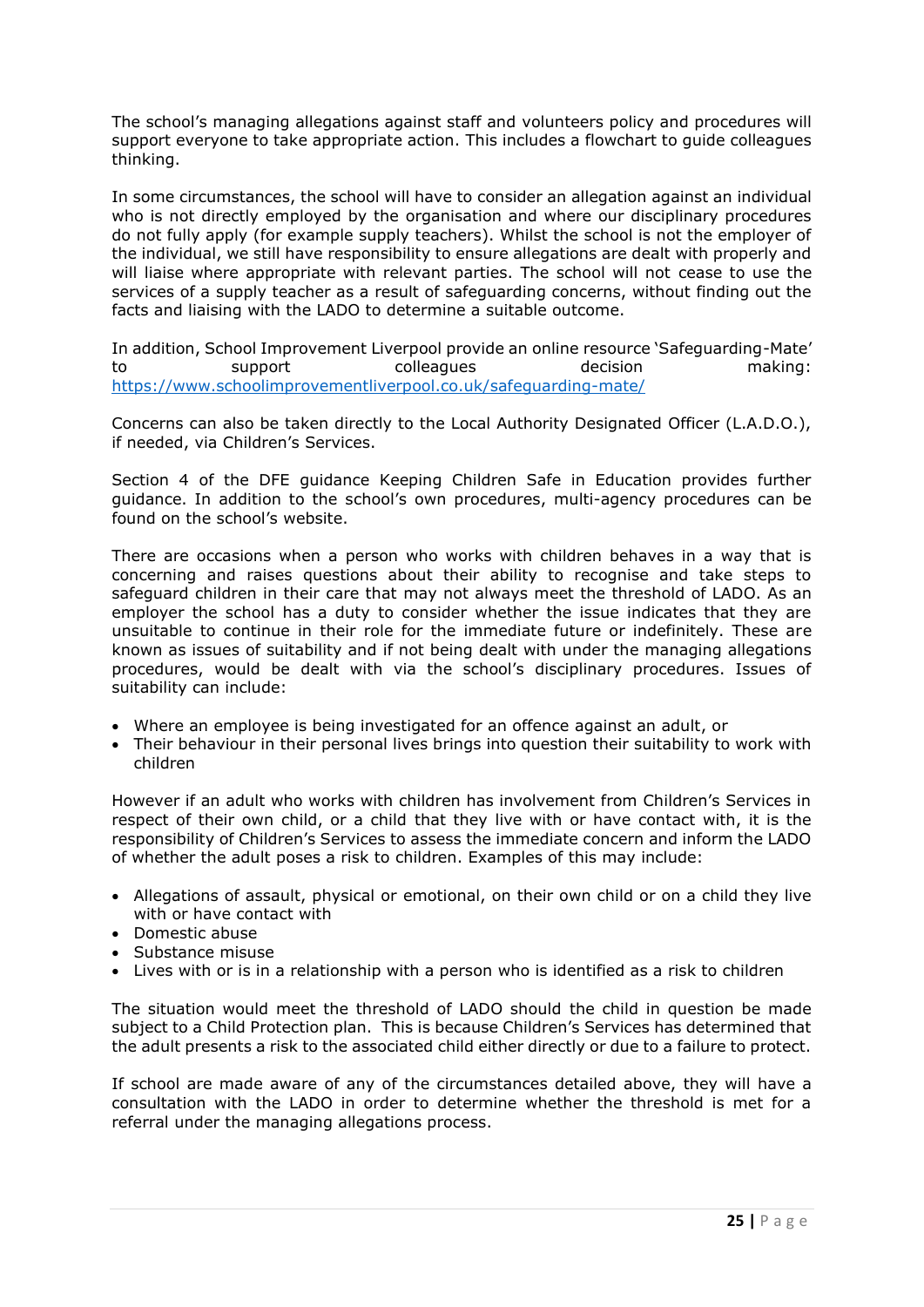The school's managing allegations against staff and volunteers policy and procedures will support everyone to take appropriate action. This includes a flowchart to guide colleagues thinking.

In some circumstances, the school will have to consider an allegation against an individual who is not directly employed by the organisation and where our disciplinary procedures do not fully apply (for example supply teachers). Whilst the school is not the employer of the individual, we still have responsibility to ensure allegations are dealt with properly and will liaise where appropriate with relevant parties. The school will not cease to use the services of a supply teacher as a result of safeguarding concerns, without finding out the facts and liaising with the LADO to determine a suitable outcome.

In addition, School Improvement Liverpool provide an online resource 'Safeguarding-Mate' to support colleagues decision making: https://www.schoolimprovementliverpool.co.uk/safeguarding-mate/

Concerns can also be taken directly to the Local Authority Designated Officer (L.A.D.O.), if needed, via Children's Services.

Section 4 of the DFE guidance Keeping Children Safe in Education provides further guidance. In addition to the school's own procedures, multi-agency procedures can be found on the school's website.

There are occasions when a person who works with children behaves in a way that is concerning and raises questions about their ability to recognise and take steps to safeguard children in their care that may not always meet the threshold of LADO. As an employer the school has a duty to consider whether the issue indicates that they are unsuitable to continue in their role for the immediate future or indefinitely. These are known as issues of suitability and if not being dealt with under the managing allegations procedures, would be dealt with via the school's disciplinary procedures. Issues of suitability can include:

- Where an employee is being investigated for an offence against an adult, or
- Their behaviour in their personal lives brings into question their suitability to work with children

However if an adult who works with children has involvement from Children's Services in respect of their own child, or a child that they live with or have contact with, it is the responsibility of Children's Services to assess the immediate concern and inform the LADO of whether the adult poses a risk to children. Examples of this may include:

- Allegations of assault, physical or emotional, on their own child or on a child they live with or have contact with
- Domestic abuse
- Substance misuse
- Lives with or is in a relationship with a person who is identified as a risk to children

The situation would meet the threshold of LADO should the child in question be made subject to a Child Protection plan. This is because Children's Services has determined that the adult presents a risk to the associated child either directly or due to a failure to protect.

If school are made aware of any of the circumstances detailed above, they will have a consultation with the LADO in order to determine whether the threshold is met for a referral under the managing allegations process.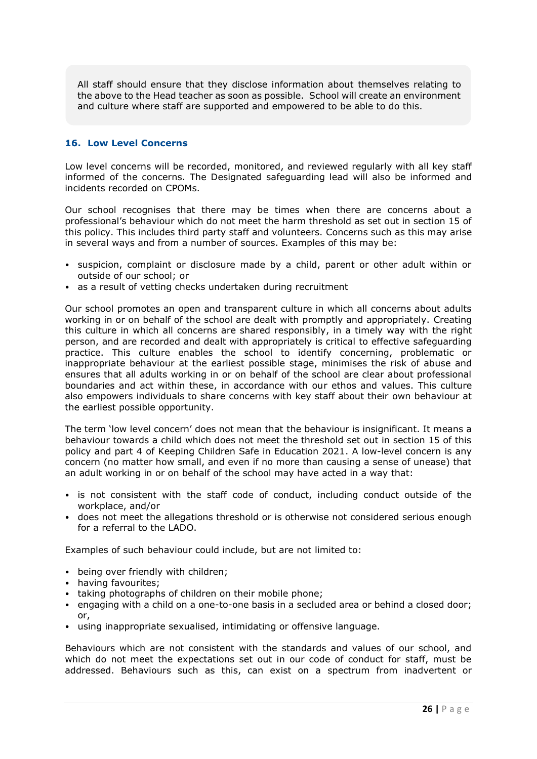All staff should ensure that they disclose information about themselves relating to the above to the Head teacher as soon as possible. School will create an environment and culture where staff are supported and empowered to be able to do this.

### 16. Low Level Concerns

Low level concerns will be recorded, monitored, and reviewed regularly with all key staff informed of the concerns. The Designated safeguarding lead will also be informed and incidents recorded on CPOMs.

Our school recognises that there may be times when there are concerns about a professional's behaviour which do not meet the harm threshold as set out in section 15 of this policy. This includes third party staff and volunteers. Concerns such as this may arise in several ways and from a number of sources. Examples of this may be:

- suspicion, complaint or disclosure made by a child, parent or other adult within or outside of our school; or
- as a result of vetting checks undertaken during recruitment

Our school promotes an open and transparent culture in which all concerns about adults working in or on behalf of the school are dealt with promptly and appropriately. Creating this culture in which all concerns are shared responsibly, in a timely way with the right person, and are recorded and dealt with appropriately is critical to effective safeguarding practice. This culture enables the school to identify concerning, problematic or inappropriate behaviour at the earliest possible stage, minimises the risk of abuse and ensures that all adults working in or on behalf of the school are clear about professional boundaries and act within these, in accordance with our ethos and values. This culture also empowers individuals to share concerns with key staff about their own behaviour at the earliest possible opportunity.

The term 'low level concern' does not mean that the behaviour is insignificant. It means a behaviour towards a child which does not meet the threshold set out in section 15 of this policy and part 4 of Keeping Children Safe in Education 2021. A low-level concern is any concern (no matter how small, and even if no more than causing a sense of unease) that an adult working in or on behalf of the school may have acted in a way that:

- is not consistent with the staff code of conduct, including conduct outside of the workplace, and/or
- does not meet the allegations threshold or is otherwise not considered serious enough for a referral to the LADO.

Examples of such behaviour could include, but are not limited to:

- being over friendly with children;
- having favourites;
- taking photographs of children on their mobile phone;
- engaging with a child on a one-to-one basis in a secluded area or behind a closed door; or,
- using inappropriate sexualised, intimidating or offensive language.

Behaviours which are not consistent with the standards and values of our school, and which do not meet the expectations set out in our code of conduct for staff, must be addressed. Behaviours such as this, can exist on a spectrum from inadvertent or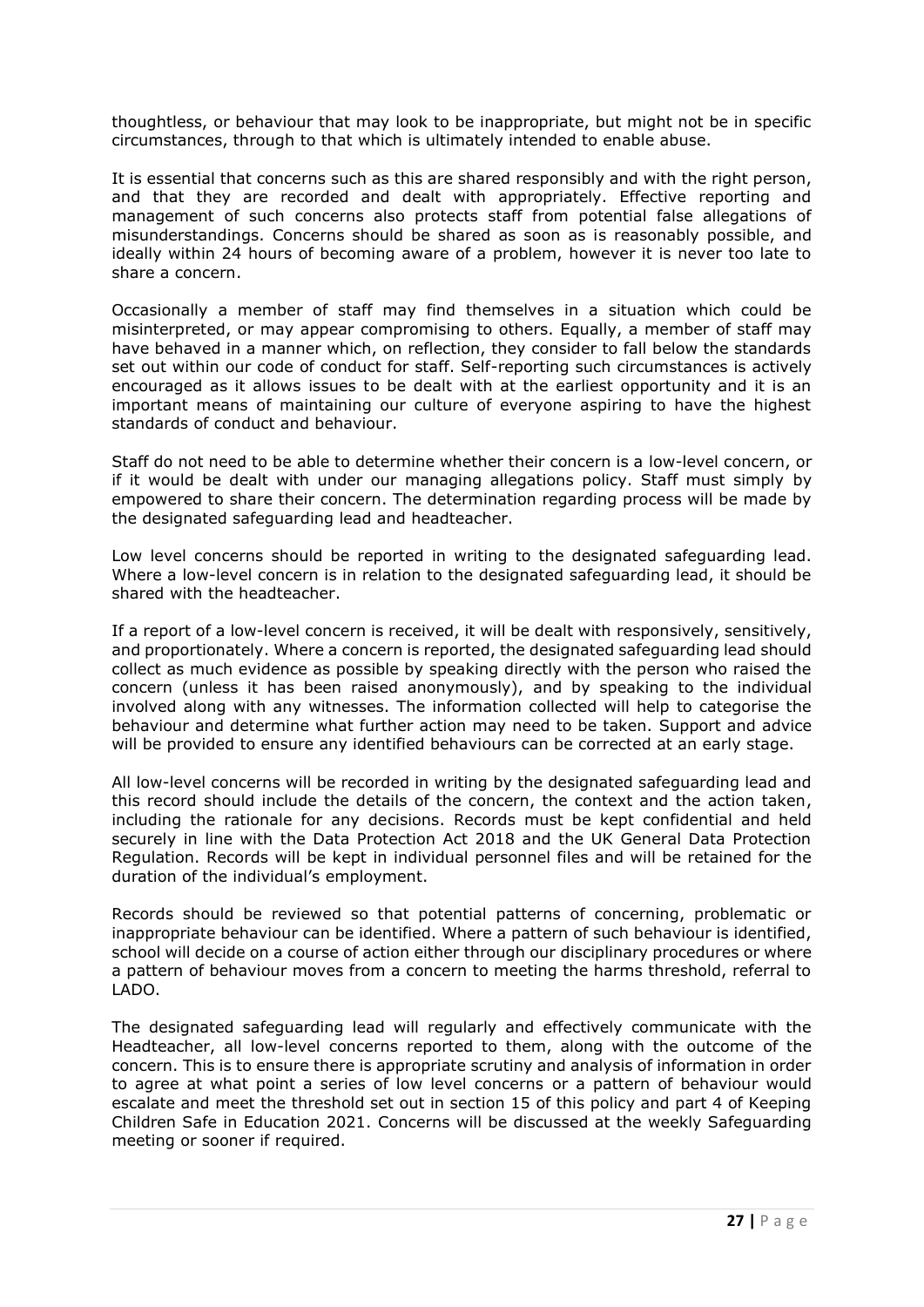thoughtless, or behaviour that may look to be inappropriate, but might not be in specific circumstances, through to that which is ultimately intended to enable abuse.

It is essential that concerns such as this are shared responsibly and with the right person, and that they are recorded and dealt with appropriately. Effective reporting and management of such concerns also protects staff from potential false allegations of misunderstandings. Concerns should be shared as soon as is reasonably possible, and ideally within 24 hours of becoming aware of a problem, however it is never too late to share a concern.

Occasionally a member of staff may find themselves in a situation which could be misinterpreted, or may appear compromising to others. Equally, a member of staff may have behaved in a manner which, on reflection, they consider to fall below the standards set out within our code of conduct for staff. Self-reporting such circumstances is actively encouraged as it allows issues to be dealt with at the earliest opportunity and it is an important means of maintaining our culture of everyone aspiring to have the highest standards of conduct and behaviour.

Staff do not need to be able to determine whether their concern is a low-level concern, or if it would be dealt with under our managing allegations policy. Staff must simply by empowered to share their concern. The determination regarding process will be made by the designated safeguarding lead and headteacher.

Low level concerns should be reported in writing to the designated safeguarding lead. Where a low-level concern is in relation to the designated safeguarding lead, it should be shared with the headteacher.

If a report of a low-level concern is received, it will be dealt with responsively, sensitively, and proportionately. Where a concern is reported, the designated safeguarding lead should collect as much evidence as possible by speaking directly with the person who raised the concern (unless it has been raised anonymously), and by speaking to the individual involved along with any witnesses. The information collected will help to categorise the behaviour and determine what further action may need to be taken. Support and advice will be provided to ensure any identified behaviours can be corrected at an early stage.

All low-level concerns will be recorded in writing by the designated safeguarding lead and this record should include the details of the concern, the context and the action taken, including the rationale for any decisions. Records must be kept confidential and held securely in line with the Data Protection Act 2018 and the UK General Data Protection Regulation. Records will be kept in individual personnel files and will be retained for the duration of the individual's employment.

Records should be reviewed so that potential patterns of concerning, problematic or inappropriate behaviour can be identified. Where a pattern of such behaviour is identified, school will decide on a course of action either through our disciplinary procedures or where a pattern of behaviour moves from a concern to meeting the harms threshold, referral to LADO.

The designated safeguarding lead will regularly and effectively communicate with the Headteacher, all low-level concerns reported to them, along with the outcome of the concern. This is to ensure there is appropriate scrutiny and analysis of information in order to agree at what point a series of low level concerns or a pattern of behaviour would escalate and meet the threshold set out in section 15 of this policy and part 4 of Keeping Children Safe in Education 2021. Concerns will be discussed at the weekly Safeguarding meeting or sooner if required.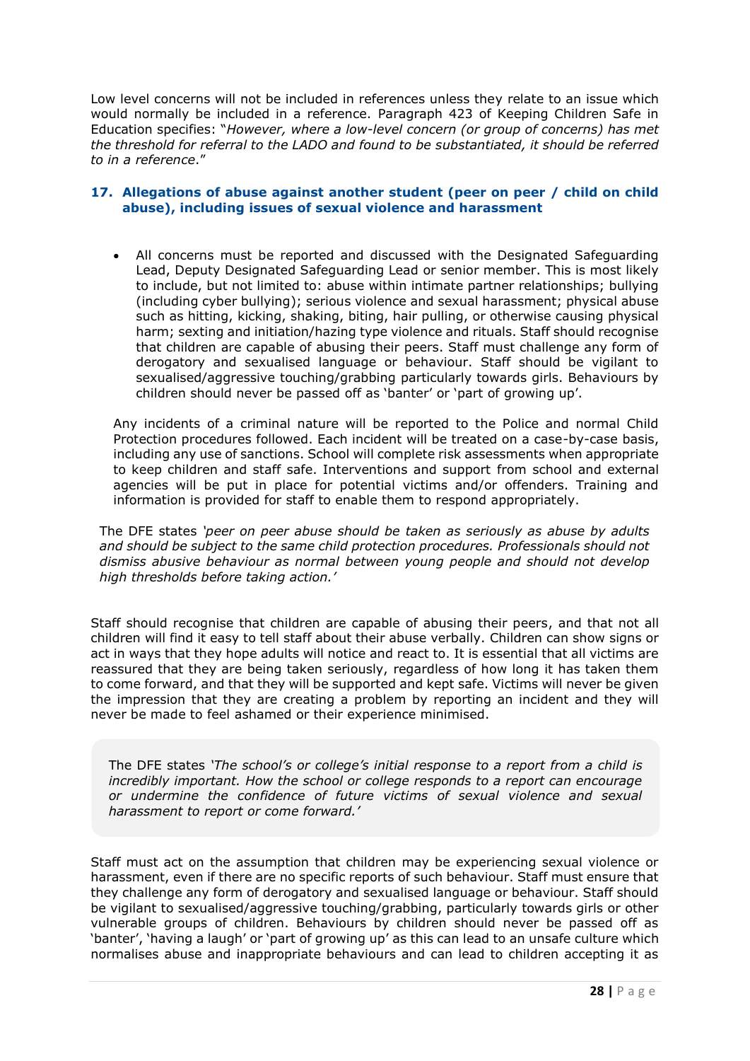Low level concerns will not be included in references unless they relate to an issue which would normally be included in a reference. Paragraph 423 of Keeping Children Safe in Education specifies: "*However, where a low-level concern (or group of concerns) has met the threshold for referral to the LADO and found to be substantiated, it should be referred to in a reference*."

## 17. Allegations of abuse against another student (peer on peer / child on child abuse), including issues of sexual violence and harassment

- All concerns must be reported and discussed with the Designated Safeguarding Lead, Deputy Designated Safeguarding Lead or senior member. This is most likely to include, but not limited to: abuse within intimate partner relationships; bullying (including cyber bullying); serious violence and sexual harassment; physical abuse such as hitting, kicking, shaking, biting, hair pulling, or otherwise causing physical harm; sexting and initiation/hazing type violence and rituals. Staff should recognise that children are capable of abusing their peers. Staff must challenge any form of derogatory and sexualised language or behaviour. Staff should be vigilant to sexualised/aggressive touching/grabbing particularly towards girls. Behaviours by children should never be passed off as 'banter' or 'part of growing up'.

Any incidents of a criminal nature will be reported to the Police and normal Child Protection procedures followed. Each incident will be treated on a case-by-case basis, including any use of sanctions. School will complete risk assessments when appropriate to keep children and staff safe. Interventions and support from school and external agencies will be put in place for potential victims and/or offenders. Training and information is provided for staff to enable them to respond appropriately.

The DFE states *'peer on peer abuse should be taken as seriously as abuse by adults and should be subject to the same child protection procedures. Professionals should not dismiss abusive behaviour as normal between young people and should not develop high thresholds before taking action.'*

Staff should recognise that children are capable of abusing their peers, and that not all children will find it easy to tell staff about their abuse verbally. Children can show signs or act in ways that they hope adults will notice and react to. It is essential that all victims are reassured that they are being taken seriously, regardless of how long it has taken them to come forward, and that they will be supported and kept safe. Victims will never be given the impression that they are creating a problem by reporting an incident and they will never be made to feel ashamed or their experience minimised.

> The DFE states *'The school's or college's initial response to a report from a child is incredibly important. How the school or college responds to a report can encourage or undermine the confidence of future victims of sexual violence and sexual harassment to report or come forward.'*

Staff must act on the assumption that children may be experiencing sexual violence or harassment, even if there are no specific reports of such behaviour. Staff must ensure that they challenge any form of derogatory and sexualised language or behaviour. Staff should be vigilant to sexualised/aggressive touching/grabbing, particularly towards girls or other vulnerable groups of children. Behaviours by children should never be passed off as 'banter', 'having a laugh' or 'part of growing up' as this can lead to an unsafe culture which normalises abuse and inappropriate behaviours and can lead to children accepting it as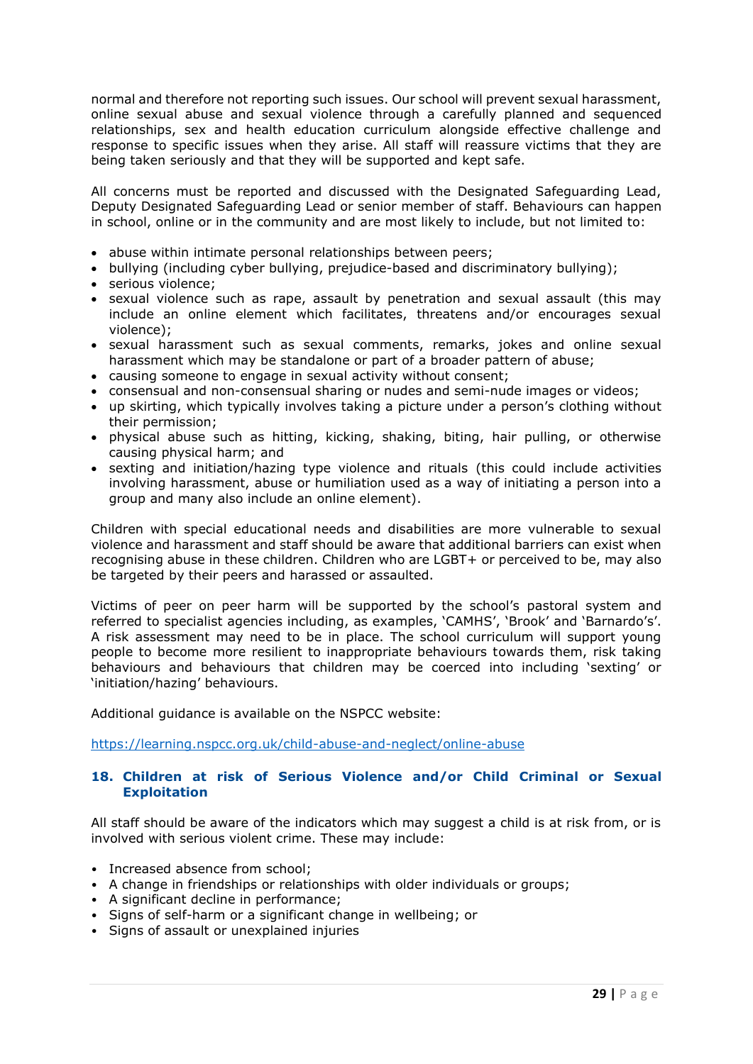normal and therefore not reporting such issues. Our school will prevent sexual harassment, online sexual abuse and sexual violence through a carefully planned and sequenced relationships, sex and health education curriculum alongside effective challenge and response to specific issues when they arise. All staff will reassure victims that they are being taken seriously and that they will be supported and kept safe.

All concerns must be reported and discussed with the Designated Safeguarding Lead, Deputy Designated Safeguarding Lead or senior member of staff. Behaviours can happen in school, online or in the community and are most likely to include, but not limited to:

- abuse within intimate personal relationships between peers;
- bullying (including cyber bullying, prejudice-based and discriminatory bullying);
- serious violence;
- sexual violence such as rape, assault by penetration and sexual assault (this may include an online element which facilitates, threatens and/or encourages sexual violence);
- sexual harassment such as sexual comments, remarks, jokes and online sexual harassment which may be standalone or part of a broader pattern of abuse;
- causing someone to engage in sexual activity without consent;
- consensual and non-consensual sharing or nudes and semi-nude images or videos;
- up skirting, which typically involves taking a picture under a person's clothing without their permission;
- physical abuse such as hitting, kicking, shaking, biting, hair pulling, or otherwise causing physical harm; and
- sexting and initiation/hazing type violence and rituals (this could include activities involving harassment, abuse or humiliation used as a way of initiating a person into a group and many also include an online element).

Children with special educational needs and disabilities are more vulnerable to sexual violence and harassment and staff should be aware that additional barriers can exist when recognising abuse in these children. Children who are LGBT+ or perceived to be, may also be targeted by their peers and harassed or assaulted.

Victims of peer on peer harm will be supported by the school's pastoral system and referred to specialist agencies including, as examples, 'CAMHS', 'Brook' and 'Barnardo's'. A risk assessment may need to be in place. The school curriculum will support young people to become more resilient to inappropriate behaviours towards them, risk taking behaviours and behaviours that children may be coerced into including 'sexting' or 'initiation/hazing' behaviours.

Additional guidance is available on the NSPCC website:

https://learning.nspcc.org.uk/child-abuse-and-neglect/online-abuse

## 18. Children at risk of Serious Violence and/or Child Criminal or Sexual Exploitation

All staff should be aware of the indicators which may suggest a child is at risk from, or is involved with serious violent crime. These may include:

- Increased absence from school;
- A change in friendships or relationships with older individuals or groups;
- A significant decline in performance;
- Signs of self-harm or a significant change in wellbeing; or
- Signs of assault or unexplained injuries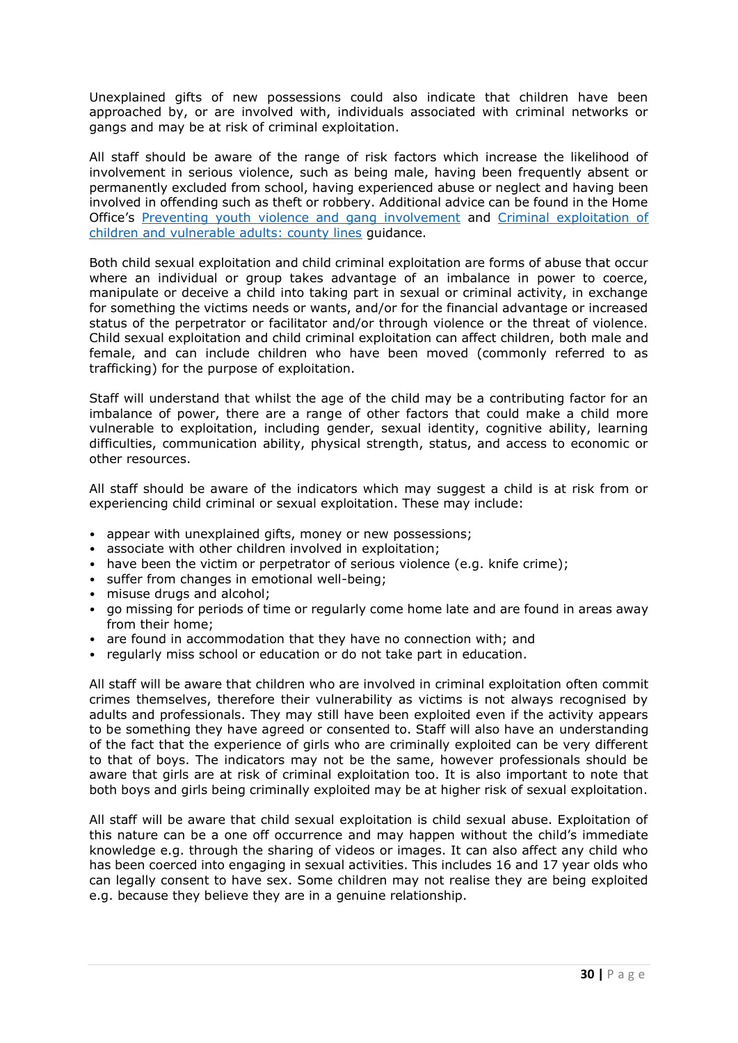Unexplained gifts of new possessions could also indicate that children have been approached by, or are involved with, individuals associated with criminal networks or gangs and may be at risk of criminal exploitation.

All staff should be aware of the range of risk factors which increase the likelihood of involvement in serious violence, such as being male, having been frequently absent or permanently excluded from school, having experienced abuse or neglect and having been involved in offending such as theft or robbery. Additional advice can be found in the Home Office's [Preventing youth violence and gang involvement]() and [Criminal exploitation of children and vulnerable adults: county lines]() guidance.

Both child sexual exploitation and child criminal exploitation are forms of abuse that occur where an individual or group takes advantage of an imbalance in power to coerce, manipulate or deceive a child into taking part in sexual or criminal activity, in exchange for something the victims needs or wants, and/or for the financial advantage or increased status of the perpetrator or facilitator and/or through violence or the threat of violence. Child sexual exploitation and child criminal exploitation can affect children, both male and female, and can include children who have been moved (commonly referred to as trafficking) for the purpose of exploitation.

Staff will understand that whilst the age of the child may be a contributing factor for an imbalance of power, there are a range of other factors that could make a child more vulnerable to exploitation, including gender, sexual identity, cognitive ability, learning difficulties, communication ability, physical strength, status, and access to economic or other resources.

All staff should be aware of the indicators which may suggest a child is at risk from or experiencing child criminal or sexual exploitation. These may include:

- appear with unexplained gifts, money or new possessions;
- associate with other children involved in exploitation;
- have been the victim or perpetrator of serious violence (e.g. knife crime);
- suffer from changes in emotional well-being;
- misuse drugs and alcohol;
- go missing for periods of time or regularly come home late and are found in areas away from their home;
- are found in accommodation that they have no connection with; and
- regularly miss school or education or do not take part in education.

All staff will be aware that children who are involved in criminal exploitation often commit crimes themselves, therefore their vulnerability as victims is not always recognised by adults and professionals. They may still have been exploited even if the activity appears to be something they have agreed or consented to. Staff will also have an understanding of the fact that the experience of girls who are criminally exploited can be very different to that of boys. The indicators may not be the same, however professionals should be aware that girls are at risk of criminal exploitation too. It is also important to note that both boys and girls being criminally exploited may be at higher risk of sexual exploitation.

All staff will be aware that child sexual exploitation is child sexual abuse. Exploitation of this nature can be a one off occurrence and may happen without the child's immediate knowledge e.g. through the sharing of videos or images. It can also affect any child who has been coerced into engaging in sexual activities. This includes 16 and 17 year olds who can legally consent to have sex. Some children may not realise they are being exploited e.g. because they believe they are in a genuine relationship.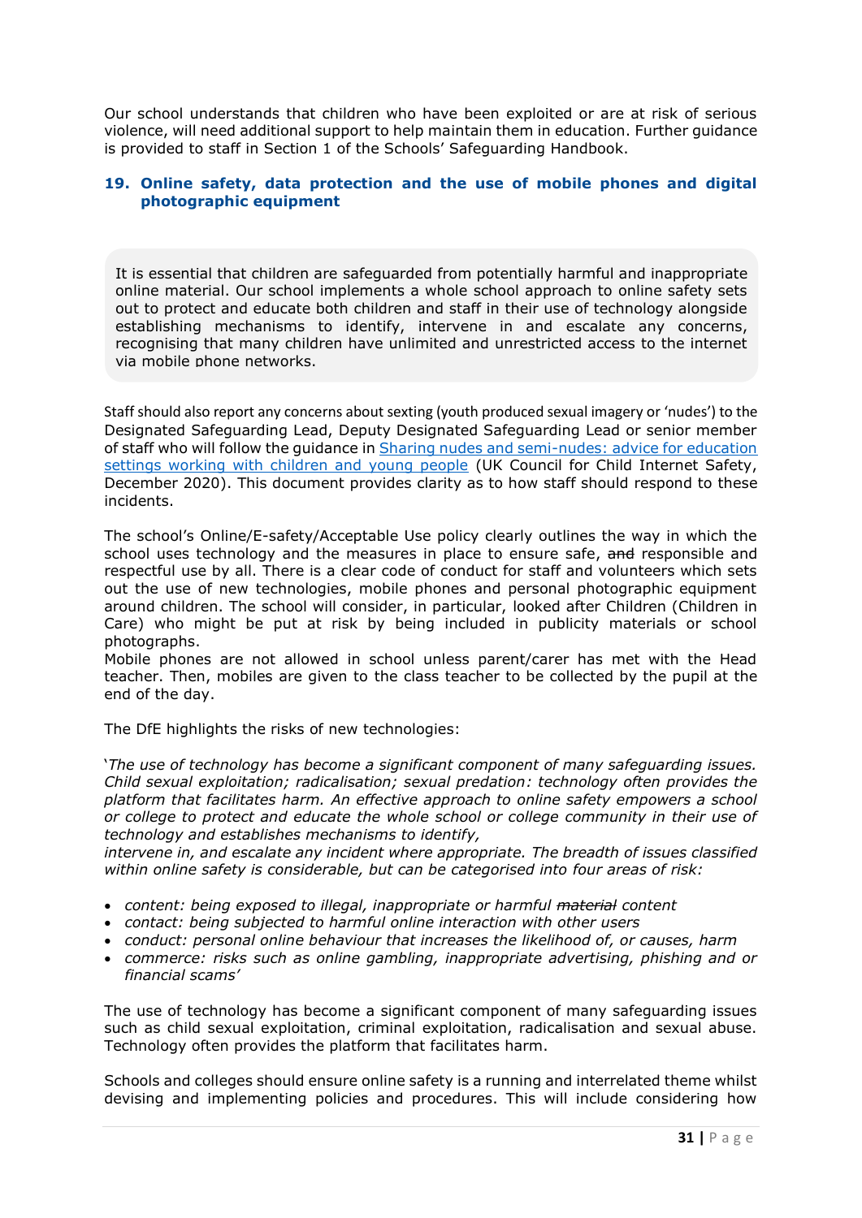Our school understands that children who have been exploited or are at risk of serious violence, will need additional support to help maintain them in education. Further guidance is provided to staff in Section 1 of the Schools' Safeguarding Handbook.

## 19. Online safety, data protection and the use of mobile phones and digital photographic equipment

It is essential that children are safeguarded from potentially harmful and inappropriate online material. Our school implements a whole school approach to online safety sets out to protect and educate both children and staff in their use of technology alongside establishing mechanisms to identify, intervene in and escalate any concerns, recognising that many children have unlimited and unrestricted access to the internet via mobile phone networks.

Staff should also report any concerns about sexting (youth produced sexual imagery or 'nudes') to the Designated Safeguarding Lead, Deputy Designated Safeguarding Lead or senior member of staff who will follow the guidance in [Sharing nudes and semi-nudes: advice for education settings working with children and young people] (UK Council for Child Internet Safety, December 2020). This document provides clarity as to how staff should respond to these incidents.

The school's Online/E-safety/Acceptable Use policy clearly outlines the way in which the school uses technology and the measures in place to ensure safe, ~~and~~ responsible and respectful use by all. There is a clear code of conduct for staff and volunteers which sets out the use of new technologies, mobile phones and personal photographic equipment around children. The school will consider, in particular, looked after Children (Children in Care) who might be put at risk by being included in publicity materials or school photographs.
Mobile phones are not allowed in school unless parent/carer has met with the Head teacher. Then, mobiles are given to the class teacher to be collected by the pupil at the end of the day.

The DfE highlights the risks of new technologies:

*'The use of technology has become a significant component of many safeguarding issues. Child sexual exploitation; radicalisation; sexual predation: technology often provides the platform that facilitates harm. An effective approach to online safety empowers a school or college to protect and educate the whole school or college community in their use of technology and establishes mechanisms to identify,*
*intervene in, and escalate any incident where appropriate. The breadth of issues classified within online safety is considerable, but can be categorised into four areas of risk:*

- *content: being exposed to illegal, inappropriate or harmful ~~material~~ content*
- *contact: being subjected to harmful online interaction with other users*
- *conduct: personal online behaviour that increases the likelihood of, or causes, harm*
- *commerce: risks such as online gambling, inappropriate advertising, phishing and or financial scams'*

The use of technology has become a significant component of many safeguarding issues such as child sexual exploitation, criminal exploitation, radicalisation and sexual abuse. Technology often provides the platform that facilitates harm.

Schools and colleges should ensure online safety is a running and interrelated theme whilst devising and implementing policies and procedures. This will include considering how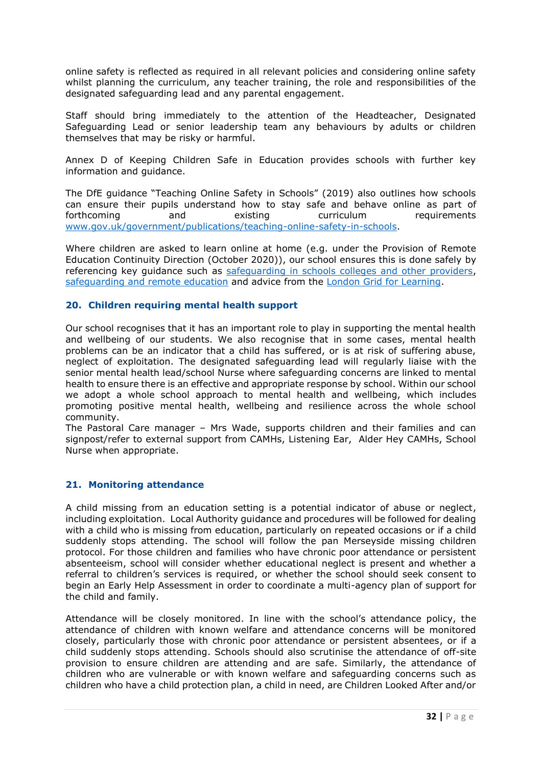online safety is reflected as required in all relevant policies and considering online safety whilst planning the curriculum, any teacher training, the role and responsibilities of the designated safeguarding lead and any parental engagement.

Staff should bring immediately to the attention of the Headteacher, Designated Safeguarding Lead or senior leadership team any behaviours by adults or children themselves that may be risky or harmful.

Annex D of Keeping Children Safe in Education provides schools with further key information and guidance.

The DfE guidance "Teaching Online Safety in Schools" (2019) also outlines how schools can ensure their pupils understand how to stay safe and behave online as part of forthcoming and existing curriculum requirements [www.gov.uk/government/publications/teaching-online-safety-in-schools](www.gov.uk/government/publications/teaching-online-safety-in-schools).

Where children are asked to learn online at home (e.g. under the Provision of Remote Education Continuity Direction (October 2020)), our school ensures this is done safely by referencing key guidance such as safeguarding in schools colleges and other providers, safeguarding and remote education and advice from the London Grid for Learning.

## 20. Children requiring mental health support

Our school recognises that it has an important role to play in supporting the mental health and wellbeing of our students. We also recognise that in some cases, mental health problems can be an indicator that a child has suffered, or is at risk of suffering abuse, neglect of exploitation. The designated safeguarding lead will regularly liaise with the senior mental health lead/school Nurse where safeguarding concerns are linked to mental health to ensure there is an effective and appropriate response by school. Within our school we adopt a whole school approach to mental health and wellbeing, which includes promoting positive mental health, wellbeing and resilience across the whole school community.
The Pastoral Care manager – Mrs Wade, supports children and their families and can signpost/refer to external support from CAMHs, Listening Ear, Alder Hey CAMHs, School Nurse when appropriate.

## 21. Monitoring attendance

A child missing from an education setting is a potential indicator of abuse or neglect, including exploitation. Local Authority guidance and procedures will be followed for dealing with a child who is missing from education, particularly on repeated occasions or if a child suddenly stops attending. The school will follow the pan Merseyside missing children protocol. For those children and families who have chronic poor attendance or persistent absenteeism, school will consider whether educational neglect is present and whether a referral to children's services is required, or whether the school should seek consent to begin an Early Help Assessment in order to coordinate a multi-agency plan of support for the child and family.

Attendance will be closely monitored. In line with the school's attendance policy, the attendance of children with known welfare and attendance concerns will be monitored closely, particularly those with chronic poor attendance or persistent absentees, or if a child suddenly stops attending. Schools should also scrutinise the attendance of off-site provision to ensure children are attending and are safe. Similarly, the attendance of children who are vulnerable or with known welfare and safeguarding concerns such as children who have a child protection plan, a child in need, are Children Looked After and/or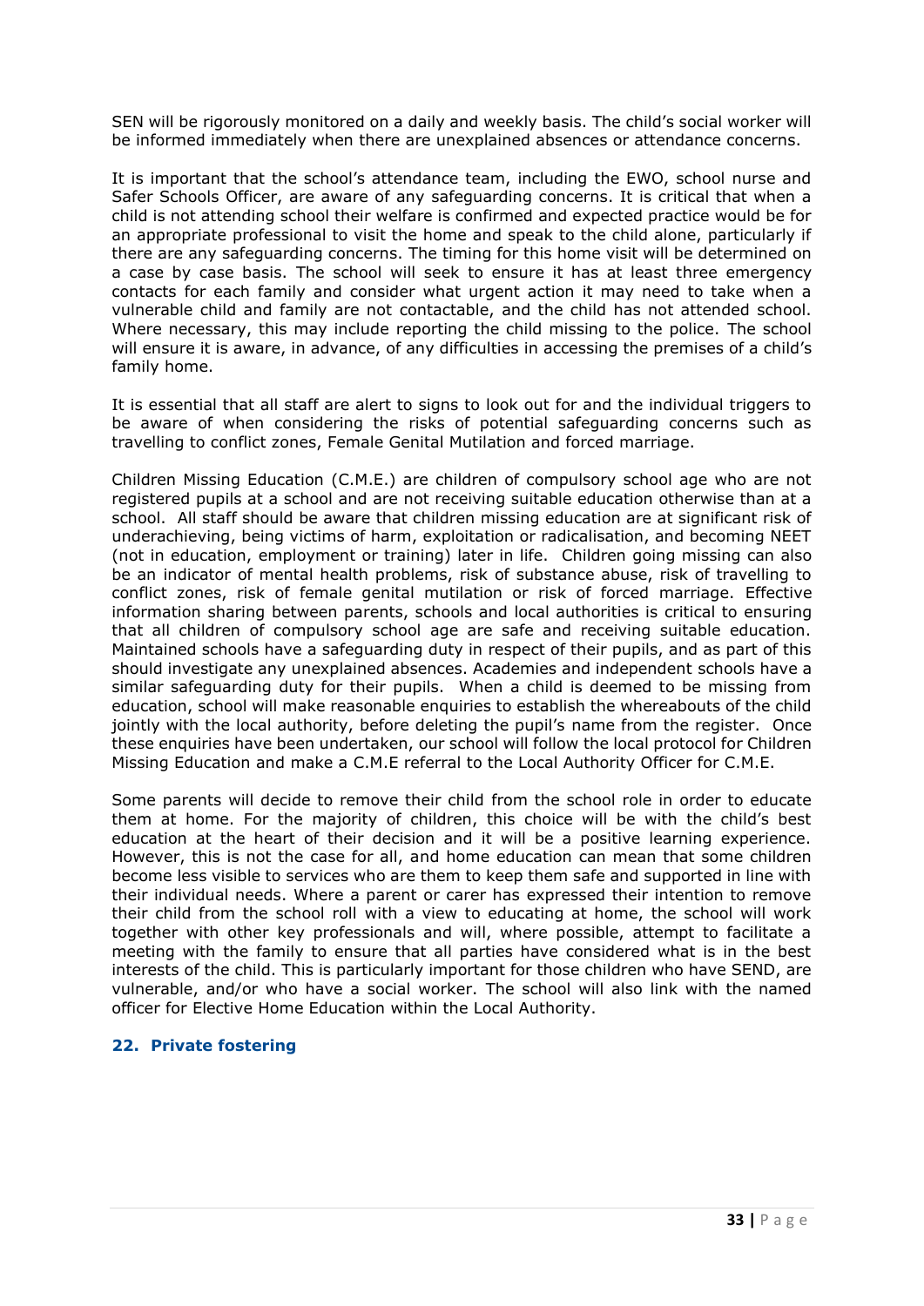SEN will be rigorously monitored on a daily and weekly basis. The child's social worker will be informed immediately when there are unexplained absences or attendance concerns.

It is important that the school's attendance team, including the EWO, school nurse and Safer Schools Officer, are aware of any safeguarding concerns. It is critical that when a child is not attending school their welfare is confirmed and expected practice would be for an appropriate professional to visit the home and speak to the child alone, particularly if there are any safeguarding concerns. The timing for this home visit will be determined on a case by case basis. The school will seek to ensure it has at least three emergency contacts for each family and consider what urgent action it may need to take when a vulnerable child and family are not contactable, and the child has not attended school. Where necessary, this may include reporting the child missing to the police. The school will ensure it is aware, in advance, of any difficulties in accessing the premises of a child's family home.

It is essential that all staff are alert to signs to look out for and the individual triggers to be aware of when considering the risks of potential safeguarding concerns such as travelling to conflict zones, Female Genital Mutilation and forced marriage.

Children Missing Education (C.M.E.) are children of compulsory school age who are not registered pupils at a school and are not receiving suitable education otherwise than at a school. All staff should be aware that children missing education are at significant risk of underachieving, being victims of harm, exploitation or radicalisation, and becoming NEET (not in education, employment or training) later in life. Children going missing can also be an indicator of mental health problems, risk of substance abuse, risk of travelling to conflict zones, risk of female genital mutilation or risk of forced marriage. Effective information sharing between parents, schools and local authorities is critical to ensuring that all children of compulsory school age are safe and receiving suitable education. Maintained schools have a safeguarding duty in respect of their pupils, and as part of this should investigate any unexplained absences. Academies and independent schools have a similar safeguarding duty for their pupils. When a child is deemed to be missing from education, school will make reasonable enquiries to establish the whereabouts of the child jointly with the local authority, before deleting the pupil's name from the register. Once these enquiries have been undertaken, our school will follow the local protocol for Children Missing Education and make a C.M.E referral to the Local Authority Officer for C.M.E.

Some parents will decide to remove their child from the school role in order to educate them at home. For the majority of children, this choice will be with the child's best education at the heart of their decision and it will be a positive learning experience. However, this is not the case for all, and home education can mean that some children become less visible to services who are them to keep them safe and supported in line with their individual needs. Where a parent or carer has expressed their intention to remove their child from the school roll with a view to educating at home, the school will work together with other key professionals and will, where possible, attempt to facilitate a meeting with the family to ensure that all parties have considered what is in the best interests of the child. This is particularly important for those children who have SEND, are vulnerable, and/or who have a social worker. The school will also link with the named officer for Elective Home Education within the Local Authority.

## 22. Private fostering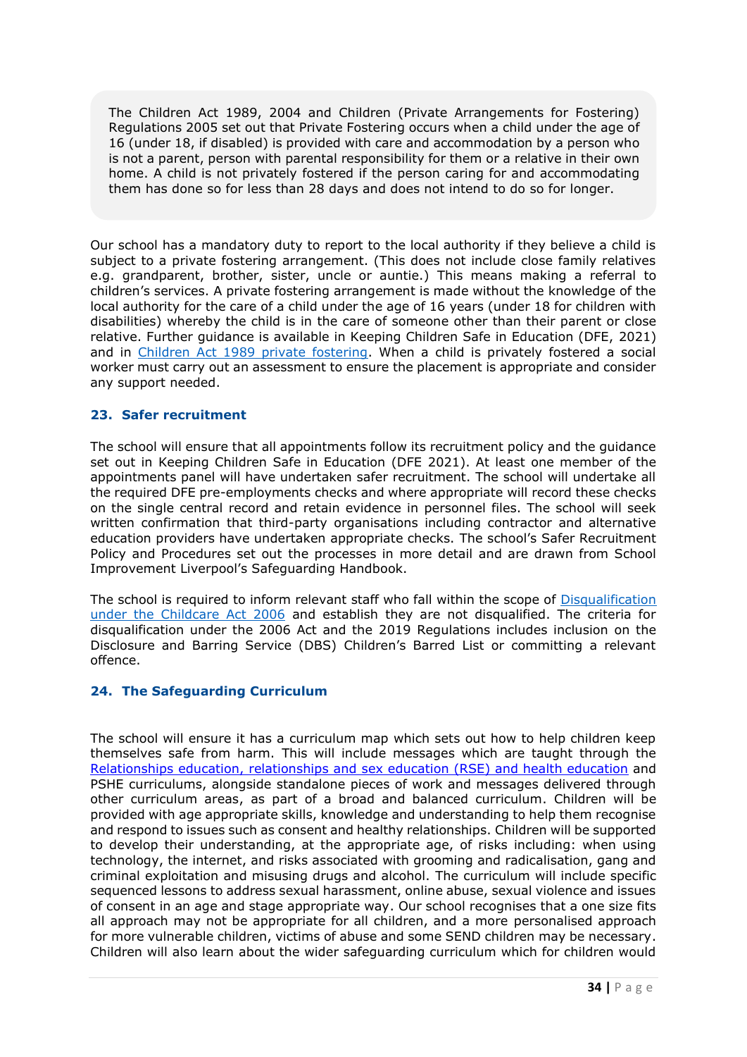The Children Act 1989, 2004 and Children (Private Arrangements for Fostering) Regulations 2005 set out that Private Fostering occurs when a child under the age of 16 (under 18, if disabled) is provided with care and accommodation by a person who is not a parent, person with parental responsibility for them or a relative in their own home. A child is not privately fostered if the person caring for and accommodating them has done so for less than 28 days and does not intend to do so for longer.

Our school has a mandatory duty to report to the local authority if they believe a child is subject to a private fostering arrangement. (This does not include close family relatives e.g. grandparent, brother, sister, uncle or auntie.) This means making a referral to children's services. A private fostering arrangement is made without the knowledge of the local authority for the care of a child under the age of 16 years (under 18 for children with disabilities) whereby the child is in the care of someone other than their parent or close relative. Further guidance is available in Keeping Children Safe in Education (DFE, 2021) and in [Children Act 1989 private fostering](). When a child is privately fostered a social worker must carry out an assessment to ensure the placement is appropriate and consider any support needed.

## 23. Safer recruitment

The school will ensure that all appointments follow its recruitment policy and the guidance set out in Keeping Children Safe in Education (DFE 2021). At least one member of the appointments panel will have undertaken safer recruitment. The school will undertake all the required DFE pre-employments checks and where appropriate will record these checks on the single central record and retain evidence in personnel files. The school will seek written confirmation that third-party organisations including contractor and alternative education providers have undertaken appropriate checks. The school's Safer Recruitment Policy and Procedures set out the processes in more detail and are drawn from School Improvement Liverpool's Safeguarding Handbook.

The school is required to inform relevant staff who fall within the scope of [Disqualification under the Childcare Act 2006]() and establish they are not disqualified. The criteria for disqualification under the 2006 Act and the 2019 Regulations includes inclusion on the Disclosure and Barring Service (DBS) Children's Barred List or committing a relevant offence.

## 24. The Safeguarding Curriculum

The school will ensure it has a curriculum map which sets out how to help children keep themselves safe from harm. This will include messages which are taught through the [Relationships education, relationships and sex education (RSE) and health education]() and PSHE curriculums, alongside standalone pieces of work and messages delivered through other curriculum areas, as part of a broad and balanced curriculum. Children will be provided with age appropriate skills, knowledge and understanding to help them recognise and respond to issues such as consent and healthy relationships. Children will be supported to develop their understanding, at the appropriate age, of risks including: when using technology, the internet, and risks associated with grooming and radicalisation, gang and criminal exploitation and misusing drugs and alcohol. The curriculum will include specific sequenced lessons to address sexual harassment, online abuse, sexual violence and issues of consent in an age and stage appropriate way. Our school recognises that a one size fits all approach may not be appropriate for all children, and a more personalised approach for more vulnerable children, victims of abuse and some SEND children may be necessary. Children will also learn about the wider safeguarding curriculum which for children would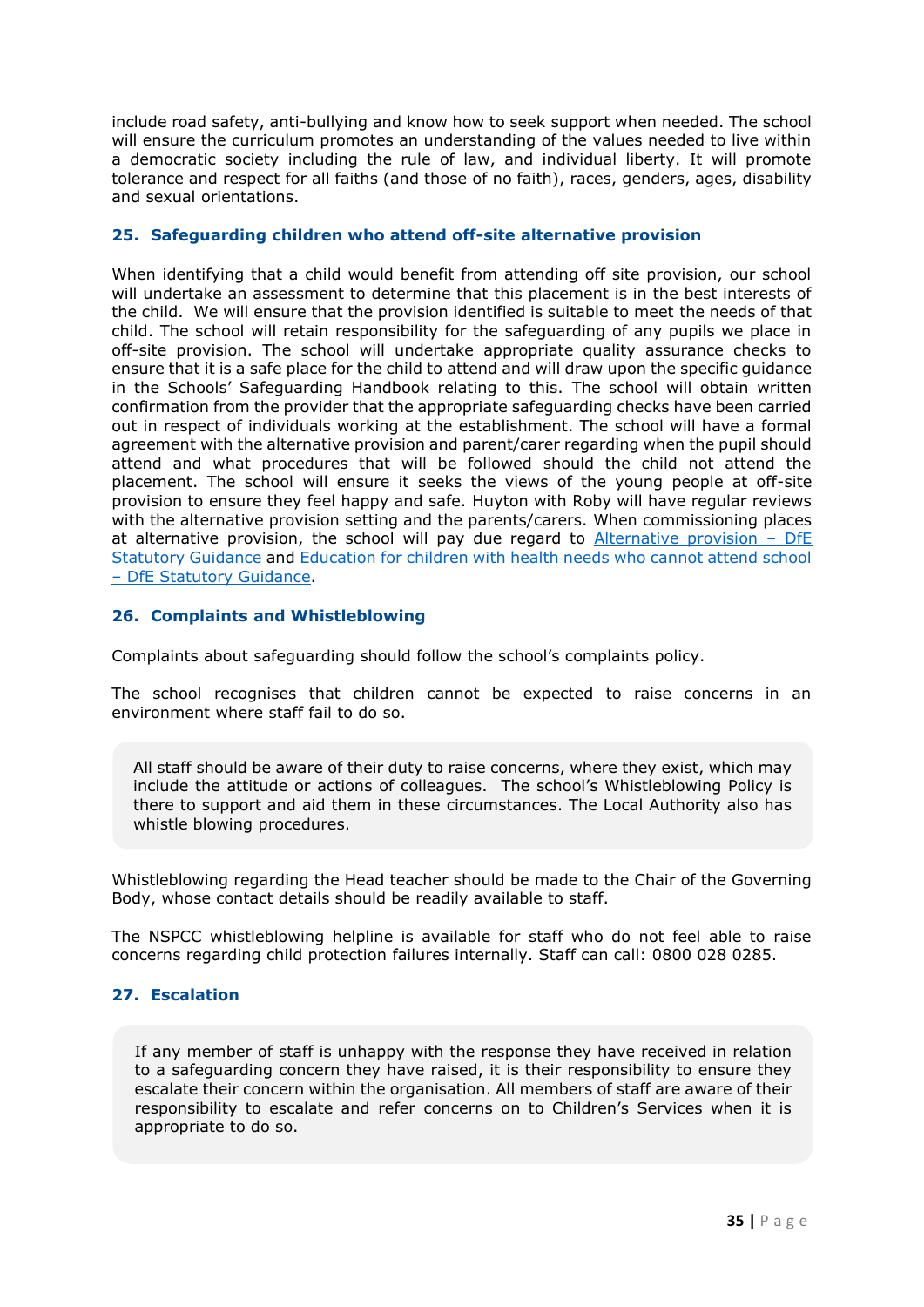include road safety, anti-bullying and know how to seek support when needed. The school will ensure the curriculum promotes an understanding of the values needed to live within a democratic society including the rule of law, and individual liberty. It will promote tolerance and respect for all faiths (and those of no faith), races, genders, ages, disability and sexual orientations.

## 25. Safeguarding children who attend off-site alternative provision

When identifying that a child would benefit from attending off site provision, our school will undertake an assessment to determine that this placement is in the best interests of the child. We will ensure that the provision identified is suitable to meet the needs of that child. The school will retain responsibility for the safeguarding of any pupils we place in off-site provision. The school will undertake appropriate quality assurance checks to ensure that it is a safe place for the child to attend and will draw upon the specific guidance in the Schools' Safeguarding Handbook relating to this. The school will obtain written confirmation from the provider that the appropriate safeguarding checks have been carried out in respect of individuals working at the establishment. The school will have a formal agreement with the alternative provision and parent/carer regarding when the pupil should attend and what procedures that will be followed should the child not attend the placement. The school will ensure it seeks the views of the young people at off-site provision to ensure they feel happy and safe. Huyton with Roby will have regular reviews with the alternative provision setting and the parents/carers. When commissioning places at alternative provision, the school will pay due regard to Alternative provision – DfE Statutory Guidance and Education for children with health needs who cannot attend school – DfE Statutory Guidance.

## 26. Complaints and Whistleblowing

Complaints about safeguarding should follow the school's complaints policy.

The school recognises that children cannot be expected to raise concerns in an environment where staff fail to do so.

All staff should be aware of their duty to raise concerns, where they exist, which may include the attitude or actions of colleagues. The school's Whistleblowing Policy is there to support and aid them in these circumstances. The Local Authority also has whistle blowing procedures.

Whistleblowing regarding the Head teacher should be made to the Chair of the Governing Body, whose contact details should be readily available to staff.

The NSPCC whistleblowing helpline is available for staff who do not feel able to raise concerns regarding child protection failures internally. Staff can call: 0800 028 0285.

## 27. Escalation

If any member of staff is unhappy with the response they have received in relation to a safeguarding concern they have raised, it is their responsibility to ensure they escalate their concern within the organisation. All members of staff are aware of their responsibility to escalate and refer concerns on to Children's Services when it is appropriate to do so.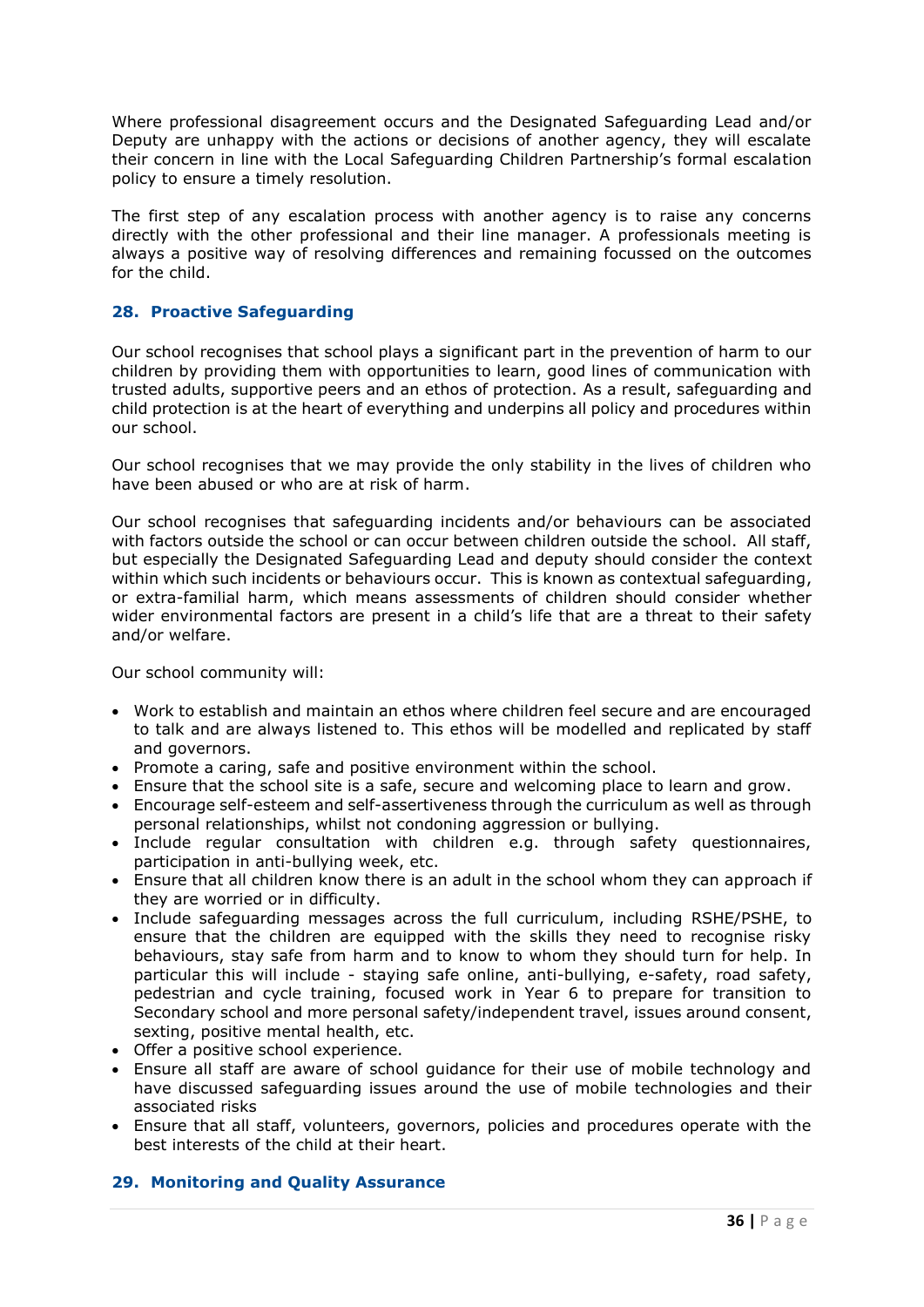Where professional disagreement occurs and the Designated Safeguarding Lead and/or Deputy are unhappy with the actions or decisions of another agency, they will escalate their concern in line with the Local Safeguarding Children Partnership's formal escalation policy to ensure a timely resolution.

The first step of any escalation process with another agency is to raise any concerns directly with the other professional and their line manager. A professionals meeting is always a positive way of resolving differences and remaining focussed on the outcomes for the child.

## 28. Proactive Safeguarding

Our school recognises that school plays a significant part in the prevention of harm to our children by providing them with opportunities to learn, good lines of communication with trusted adults, supportive peers and an ethos of protection. As a result, safeguarding and child protection is at the heart of everything and underpins all policy and procedures within our school.

Our school recognises that we may provide the only stability in the lives of children who have been abused or who are at risk of harm.

Our school recognises that safeguarding incidents and/or behaviours can be associated with factors outside the school or can occur between children outside the school. All staff, but especially the Designated Safeguarding Lead and deputy should consider the context within which such incidents or behaviours occur. This is known as contextual safeguarding, or extra-familial harm, which means assessments of children should consider whether wider environmental factors are present in a child's life that are a threat to their safety and/or welfare.

Our school community will:

- Work to establish and maintain an ethos where children feel secure and are encouraged to talk and are always listened to. This ethos will be modelled and replicated by staff and governors.
- Promote a caring, safe and positive environment within the school.
- Ensure that the school site is a safe, secure and welcoming place to learn and grow.
- Encourage self-esteem and self-assertiveness through the curriculum as well as through personal relationships, whilst not condoning aggression or bullying.
- Include regular consultation with children e.g. through safety questionnaires, participation in anti-bullying week, etc.
- Ensure that all children know there is an adult in the school whom they can approach if they are worried or in difficulty.
- Include safeguarding messages across the full curriculum, including RSHE/PSHE, to ensure that the children are equipped with the skills they need to recognise risky behaviours, stay safe from harm and to know to whom they should turn for help. In particular this will include - staying safe online, anti-bullying, e-safety, road safety, pedestrian and cycle training, focused work in Year 6 to prepare for transition to Secondary school and more personal safety/independent travel, issues around consent, sexting, positive mental health, etc.
- Offer a positive school experience.
- Ensure all staff are aware of school guidance for their use of mobile technology and have discussed safeguarding issues around the use of mobile technologies and their associated risks
- Ensure that all staff, volunteers, governors, policies and procedures operate with the best interests of the child at their heart.

## 29. Monitoring and Quality Assurance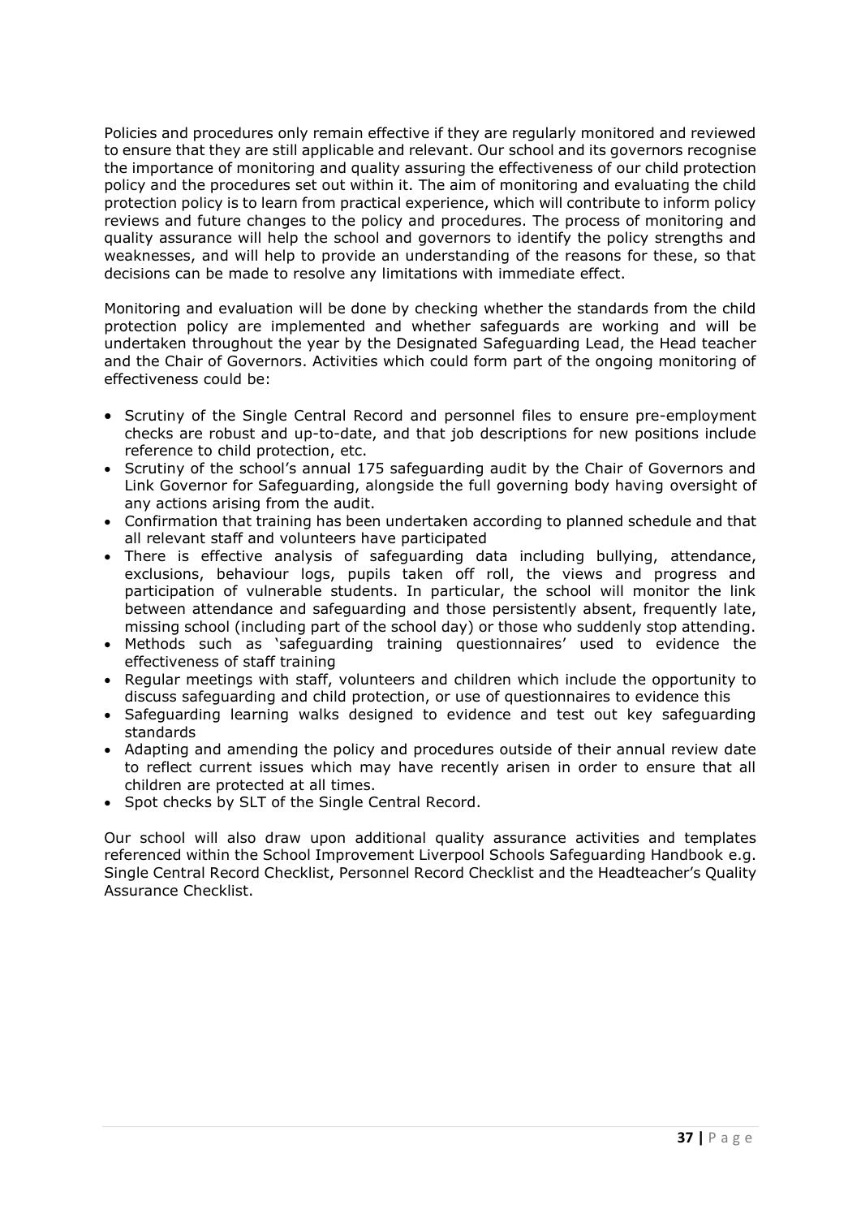Policies and procedures only remain effective if they are regularly monitored and reviewed to ensure that they are still applicable and relevant. Our school and its governors recognise the importance of monitoring and quality assuring the effectiveness of our child protection policy and the procedures set out within it. The aim of monitoring and evaluating the child protection policy is to learn from practical experience, which will contribute to inform policy reviews and future changes to the policy and procedures. The process of monitoring and quality assurance will help the school and governors to identify the policy strengths and weaknesses, and will help to provide an understanding of the reasons for these, so that decisions can be made to resolve any limitations with immediate effect.

Monitoring and evaluation will be done by checking whether the standards from the child protection policy are implemented and whether safeguards are working and will be undertaken throughout the year by the Designated Safeguarding Lead, the Head teacher and the Chair of Governors. Activities which could form part of the ongoing monitoring of effectiveness could be:

- Scrutiny of the Single Central Record and personnel files to ensure pre-employment checks are robust and up-to-date, and that job descriptions for new positions include reference to child protection, etc.
- Scrutiny of the school's annual 175 safeguarding audit by the Chair of Governors and Link Governor for Safeguarding, alongside the full governing body having oversight of any actions arising from the audit.
- Confirmation that training has been undertaken according to planned schedule and that all relevant staff and volunteers have participated
- There is effective analysis of safeguarding data including bullying, attendance, exclusions, behaviour logs, pupils taken off roll, the views and progress and participation of vulnerable students. In particular, the school will monitor the link between attendance and safeguarding and those persistently absent, frequently late, missing school (including part of the school day) or those who suddenly stop attending.
- Methods such as 'safeguarding training questionnaires' used to evidence the effectiveness of staff training
- Regular meetings with staff, volunteers and children which include the opportunity to discuss safeguarding and child protection, or use of questionnaires to evidence this
- Safeguarding learning walks designed to evidence and test out key safeguarding standards
- Adapting and amending the policy and procedures outside of their annual review date to reflect current issues which may have recently arisen in order to ensure that all children are protected at all times.
- Spot checks by SLT of the Single Central Record.

Our school will also draw upon additional quality assurance activities and templates referenced within the School Improvement Liverpool Schools Safeguarding Handbook e.g. Single Central Record Checklist, Personnel Record Checklist and the Headteacher's Quality Assurance Checklist.